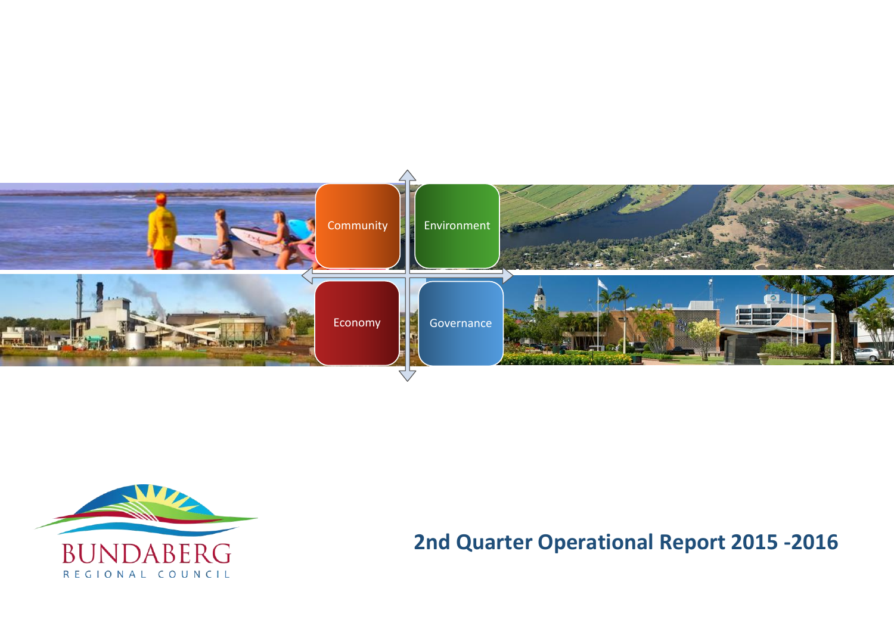Community

Environment

Economy

Governance

BUNDABERG

REGIONAL COUNCIL

# 2nd Quarter Operational Report 2015 -2016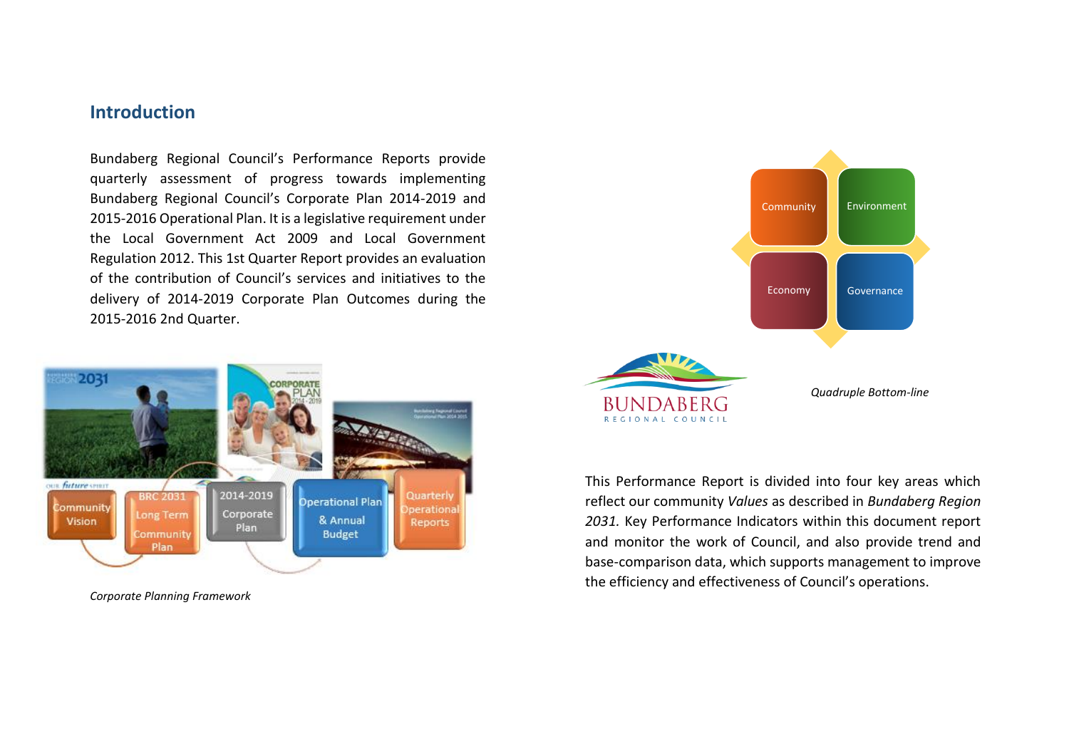## Introduction

Bundaberg Regional Council's Performance Reports provide quarterly assessment of progress towards implementing Bundaberg Regional Council's Corporate Plan 2014-2019 and 2015-2016 Operational Plan. It is a legislative requirement under the Local Government Act 2009 and Local Government Regulation 2012. This 1st Quarter Report provides an evaluation of the contribution of Council's services and initiatives to the delivery of 2014-2019 Corporate Plan Outcomes during the 2015-2016 2nd Quarter.

*Corporate Planning Framework*

*Quadruple Bottom-line*

This Performance Report is divided into four key areas which reflect our community *Values* as described in *Bundaberg Region 2031.* Key Performance Indicators within this document report and monitor the work of Council, and also provide trend and base-comparison data, which supports management to improve the efficiency and effectiveness of Council's operations.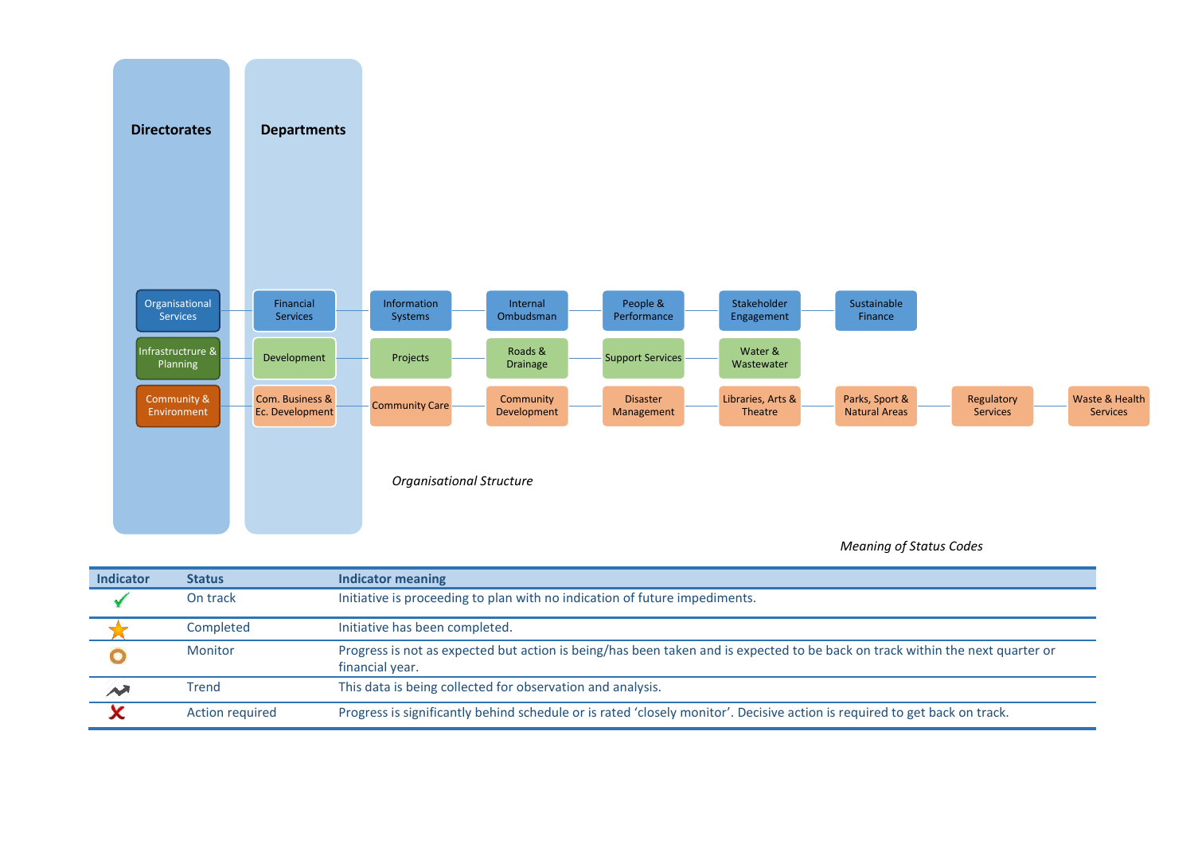| Directorates | Departments | | | | | | | | |
|---|---|---|---|---|---|---|---|---|---|
| Organisational Services | Financial Services | Information Systems | Internal Ombudsman | People & Performance | Stakeholder Engagement | Sustainable Finance | | | |
| Infrastructrure & Planning | Development | Projects | Roads & Drainage | Support Services | Water & Wastewater | | | | |
| Community & Environment | Com. Business & Ec. Development | Community Care | Community Development | Disaster Management | Libraries, Arts & Theatre | Parks, Sport & Natural Areas | Regulatory Services | Waste & Health Services | |

*Organisational Structure*

*Meaning of Status Codes*

| Indicator | Status | Indicator meaning |
|---|---|---|
| ✓ | On track | Initiative is proceeding to plan with no indication of future impediments. |
| ★ | Completed | Initiative has been completed. |
| ○ | Monitor | Progress is not as expected but action is being/has been taken and is expected to be back on track within the next quarter or financial year. |
| ↗ | Trend | This data is being collected for observation and analysis. |
| ✗ | Action required | Progress is significantly behind schedule or is rated 'closely monitor'. Decisive action is required to get back on track. |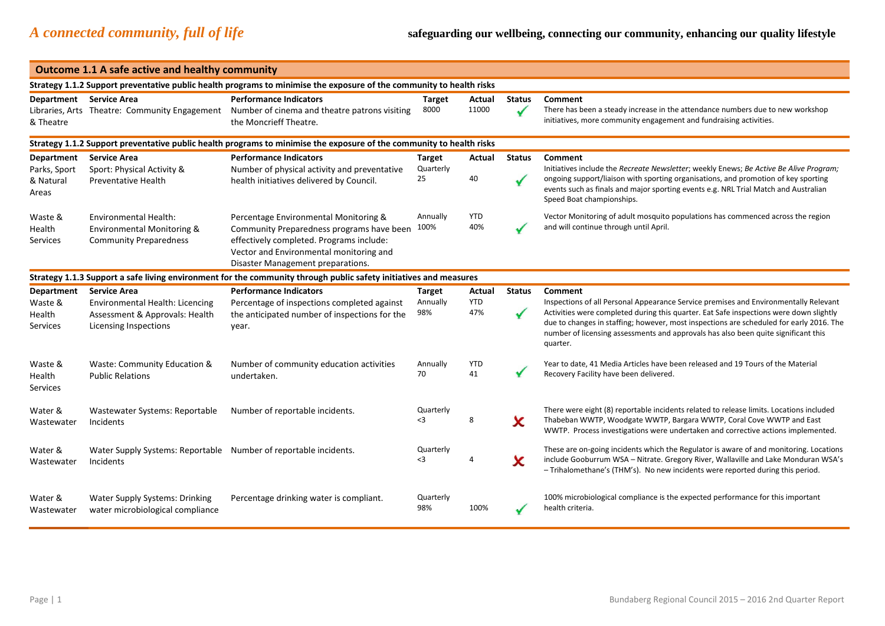# *A connected community, full of life*

**safeguarding our wellbeing, connecting our community, enhancing our quality lifestyle**

## Outcome 1.1 A safe active and healthy community

### Strategy 1.1.2 Support preventative public health programs to minimise the exposure of the community to health risks

| Department | Service Area | Performance Indicators | Target | Actual | Status | Comment |
|---|---|---|---|---|---|---|
| Libraries, Arts & Theatre | Theatre: Community Engagement | Number of cinema and theatre patrons visiting the Moncrieff Theatre. | 8000 | 11000 | ✓ | There has been a steady increase in the attendance numbers due to new workshop initiatives, more community engagement and fundraising activities. |

### Strategy 1.1.2 Support preventative public health programs to minimise the exposure of the community to health risks

| Department | Service Area | Performance Indicators | Target | Actual | Status | Comment |
|---|---|---|---|---|---|---|
| Parks, Sport & Natural Areas | Sport: Physical Activity & Preventative Health | Number of physical activity and preventative health initiatives delivered by Council. | Quarterly 25 | 40 | ✓ | Initiatives include the *Recreate Newsletter*; weekly Enews; *Be Active Be Alive Program;* ongoing support/liaison with sporting organisations, and promotion of key sporting events such as finals and major sporting events e.g. NRL Trial Match and Australian Speed Boat championships. |
| Waste & Health Services | Environmental Health: Environmental Monitoring & Community Preparedness | Percentage Environmental Monitoring & Community Preparedness programs have been effectively completed. Programs include: Vector and Environmental monitoring and Disaster Management preparations. | Annually 100% | YTD 40% | ✓ | Vector Monitoring of adult mosquito populations has commenced across the region and will continue through until April. |

### Strategy 1.1.3 Support a safe living environment for the community through public safety initiatives and measures

| Department | Service Area | Performance Indicators | Target | Actual | Status | Comment |
|---|---|---|---|---|---|---|
| Waste & Health Services | Environmental Health: Licencing Assessment & Approvals: Health Licensing Inspections | Percentage of inspections completed against the anticipated number of inspections for the year. | Annually 98% | YTD 47% | ✓ | Inspections of all Personal Appearance Service premises and Environmentally Relevant Activities were completed during this quarter. Eat Safe inspections were down slightly due to changes in staffing; however, most inspections are scheduled for early 2016. The number of licensing assessments and approvals has also been quite significant this quarter. |
| Waste & Health Services | Waste: Community Education & Public Relations | Number of community education activities undertaken. | Annually 70 | YTD 41 | ✓ | Year to date, 41 Media Articles have been released and 19 Tours of the Material Recovery Facility have been delivered. |
| Water & Wastewater | Wastewater Systems: Reportable Incidents | Number of reportable incidents. | Quarterly <3 | 8 | ✗ | There were eight (8) reportable incidents related to release limits. Locations included Thabeban WWTP, Woodgate WWTP, Bargara WWTP, Coral Cove WWTP and East WWTP. Process investigations were undertaken and corrective actions implemented. |
| Water & Wastewater | Water Supply Systems: Reportable Incidents | Number of reportable incidents. | Quarterly <3 | 4 | ✗ | These are on-going incidents which the Regulator is aware of and monitoring. Locations include Gooburrum WSA – Nitrate. Gregory River, Wallaville and Lake Monduran WSA's – Trihalomethane's (THM's). No new incidents were reported during this period. |
| Water & Wastewater | Water Supply Systems: Drinking water microbiological compliance | Percentage drinking water is compliant. | Quarterly 98% | 100% | ✓ | 100% microbiological compliance is the expected performance for this important health criteria. |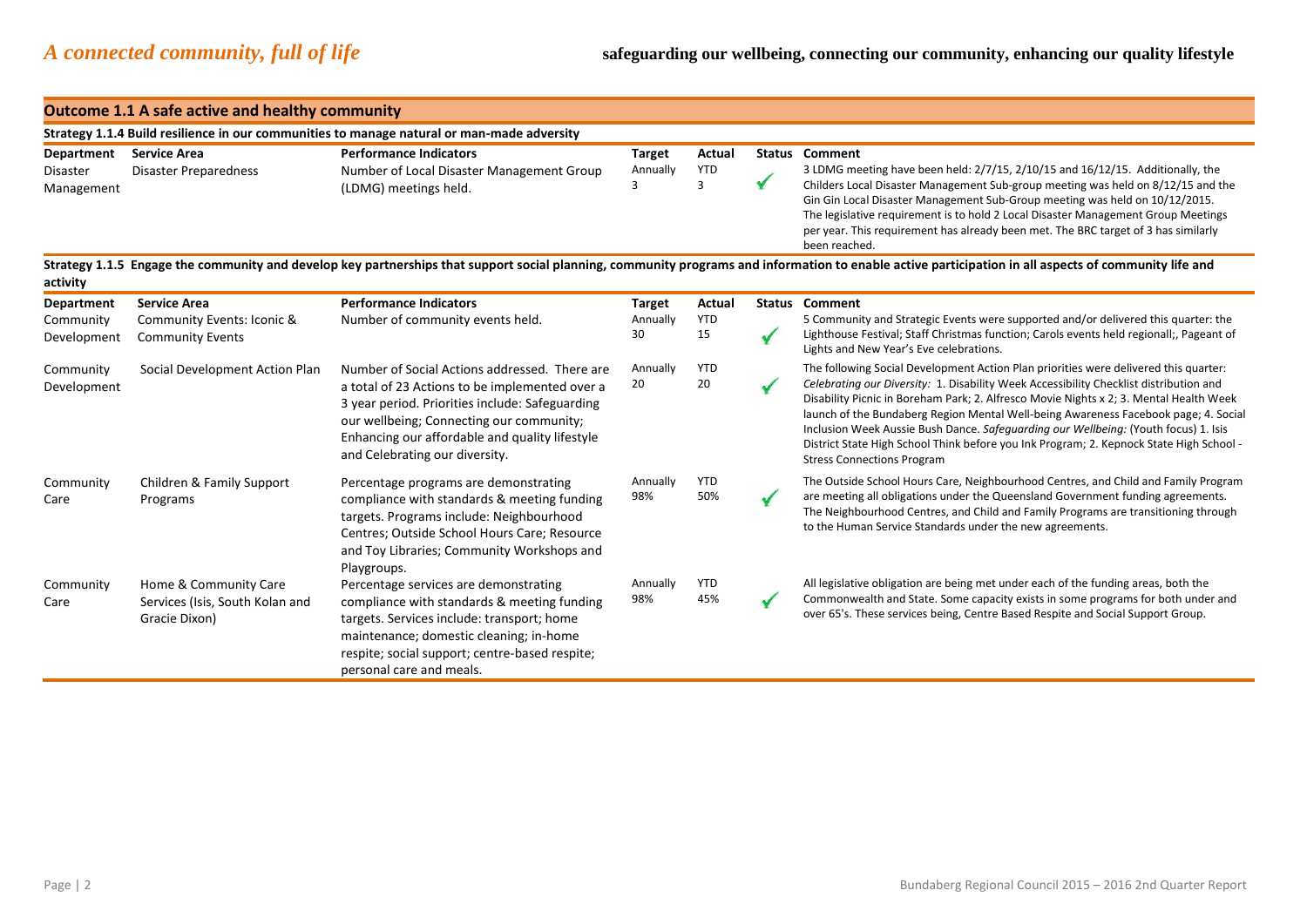*A connected community, full of life*

**safeguarding our wellbeing, connecting our community, enhancing our quality lifestyle**

## Outcome 1.1 A safe active and healthy community

### Strategy 1.1.4 Build resilience in our communities to manage natural or man-made adversity

| Department | Service Area | Performance Indicators | Target | Actual | Status | Comment |
|---|---|---|---|---|---|---|
| Disaster Management | Disaster Preparedness | Number of Local Disaster Management Group (LDMG) meetings held. | Annually 3 | YTD 3 | ✓ | 3 LDMG meeting have been held: 2/7/15, 2/10/15 and 16/12/15. Additionally, the Childers Local Disaster Management Sub-group meeting was held on 8/12/15 and the Gin Gin Local Disaster Management Sub-Group meeting was held on 10/12/2015. The legislative requirement is to hold 2 Local Disaster Management Group Meetings per year. This requirement has already been met. The BRC target of 3 has similarly been reached. |

### Strategy 1.1.5 Engage the community and develop key partnerships that support social planning, community programs and information to enable active participation in all aspects of community life and activity

| Department | Service Area | Performance Indicators | Target | Actual | Status | Comment |
|---|---|---|---|---|---|---|
| Community Development | Community Events: Iconic & Community Events | Number of community events held. | Annually 30 | YTD 15 | ✓ | 5 Community and Strategic Events were supported and/or delivered this quarter: the Lighthouse Festival; Staff Christmas function; Carols events held regionall;, Pageant of Lights and New Year's Eve celebrations. |
| Community Development | Social Development Action Plan | Number of Social Actions addressed. There are a total of 23 Actions to be implemented over a 3 year period. Priorities include: Safeguarding our wellbeing; Connecting our community; Enhancing our affordable and quality lifestyle and Celebrating our diversity. | Annually 20 | YTD 20 | ✓ | The following Social Development Action Plan priorities were delivered this quarter: *Celebrating our Diversity:* 1. Disability Week Accessibility Checklist distribution and Disability Picnic in Boreham Park; 2. Alfresco Movie Nights x 2; 3. Mental Health Week launch of the Bundaberg Region Mental Well-being Awareness Facebook page; 4. Social Inclusion Week Aussie Bush Dance. *Safeguarding our Wellbeing:* (Youth focus) 1. Isis District State High School Think before you Ink Program; 2. Kepnock State High School - Stress Connections Program |
| Community Care | Children & Family Support Programs | Percentage programs are demonstrating compliance with standards & meeting funding targets. Programs include: Neighbourhood Centres; Outside School Hours Care; Resource and Toy Libraries; Community Workshops and Playgroups. | Annually 98% | YTD 50% | ✓ | The Outside School Hours Care, Neighbourhood Centres, and Child and Family Program are meeting all obligations under the Queensland Government funding agreements. The Neighbourhood Centres, and Child and Family Programs are transitioning through to the Human Service Standards under the new agreements. |
| Community Care | Home & Community Care Services (Isis, South Kolan and Gracie Dixon) | Percentage services are demonstrating compliance with standards & meeting funding targets. Services include: transport; home maintenance; domestic cleaning; in-home respite; social support; centre-based respite; personal care and meals. | Annually 98% | YTD 45% | ✓ | All legislative obligation are being met under each of the funding areas, both the Commonwealth and State. Some capacity exists in some programs for both under and over 65's. These services being, Centre Based Respite and Social Support Group. |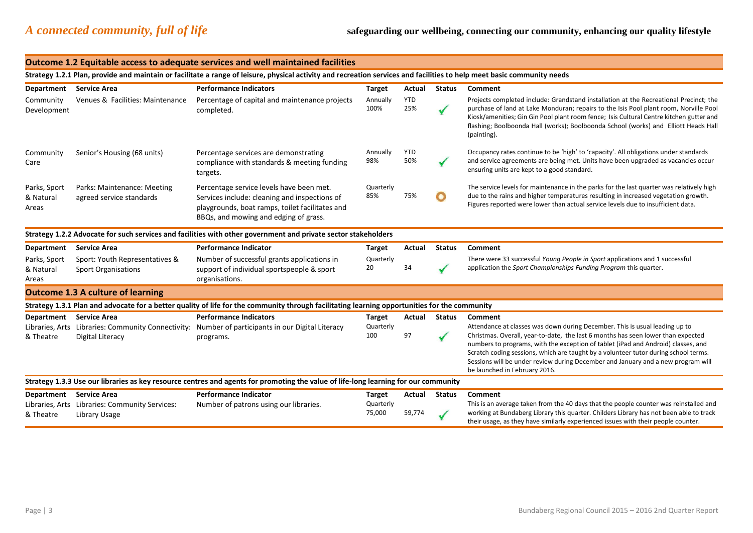*A connected community, full of life*

**safeguarding our wellbeing, connecting our community, enhancing our quality lifestyle**

## Outcome 1.2 Equitable access to adequate services and well maintained facilities

### Strategy 1.2.1 Plan, provide and maintain or facilitate a range of leisure, physical activity and recreation services and facilities to help meet basic community needs

| Department | Service Area | Performance Indicators | Target | Actual | Status | Comment |
|---|---|---|---|---|---|---|
| Community Development | Venues & Facilities: Maintenance | Percentage of capital and maintenance projects completed. | Annually 100% | YTD 25% | ✓ | Projects completed include: Grandstand installation at the Recreational Precinct; the purchase of land at Lake Monduran; repairs to the Isis Pool plant room, Norville Pool Kiosk/amenities; Gin Gin Pool plant room fence; Isis Cultural Centre kitchen gutter and flashing; Boolboonda Hall (works); Boolboonda School (works) and Elliott Heads Hall (painting). |
| Community Care | Senior's Housing (68 units) | Percentage services are demonstrating compliance with standards & meeting funding targets. | Annually 98% | YTD 50% | ✓ | Occupancy rates continue to be 'high' to 'capacity'. All obligations under standards and service agreements are being met. Units have been upgraded as vacancies occur ensuring units are kept to a good standard. |
| Parks, Sport & Natural Areas | Parks: Maintenance: Meeting agreed service standards | Percentage service levels have been met. Services include: cleaning and inspections of playgrounds, boat ramps, toilet facilitates and BBQs, and mowing and edging of grass. | Quarterly 85% | 75% | O | The service levels for maintenance in the parks for the last quarter was relatively high due to the rains and higher temperatures resulting in increased vegetation growth. Figures reported were lower than actual service levels due to insufficient data. |

### Strategy 1.2.2 Advocate for such services and facilities with other government and private sector stakeholders

| Department | Service Area | Performance Indicator | Target | Actual | Status | Comment |
|---|---|---|---|---|---|---|
| Parks, Sport & Natural Areas | Sport: Youth Representatives & Sport Organisations | Number of successful grants applications in support of individual sportspeople & sport organisations. | Quarterly 20 | 34 | ✓ | There were 33 successful *Young People in Sport* applications and 1 successful application the *Sport Championships Funding Program* this quarter. |

## Outcome 1.3 A culture of learning

### Strategy 1.3.1 Plan and advocate for a better quality of life for the community through facilitating learning opportunities for the community

| Department | Service Area | Performance Indicators | Target | Actual | Status | Comment |
|---|---|---|---|---|---|---|
| Libraries, Arts & Theatre | Libraries: Community Connectivity: Digital Literacy | Number of participants in our Digital Literacy programs. | Quarterly 100 | 97 | ✓ | Attendance at classes was down during December. This is usual leading up to Christmas. Overall, year-to-date, the last 6 months has seen lower than expected numbers to programs, with the exception of tablet (iPad and Android) classes, and Scratch coding sessions, which are taught by a volunteer tutor during school terms. Sessions will be under review during December and January and a new program will be launched in February 2016. |

### Strategy 1.3.3 Use our libraries as key resource centres and agents for promoting the value of life-long learning for our community

| Department | Service Area | Performance Indicator | Target | Actual | Status | Comment |
|---|---|---|---|---|---|---|
| Libraries, Arts & Theatre | Libraries: Community Services: Library Usage | Number of patrons using our libraries. | Quarterly 75,000 | 59,774 | ✓ | This is an average taken from the 40 days that the people counter was reinstalled and working at Bundaberg Library this quarter. Childers Library has not been able to track their usage, as they have similarly experienced issues with their people counter. |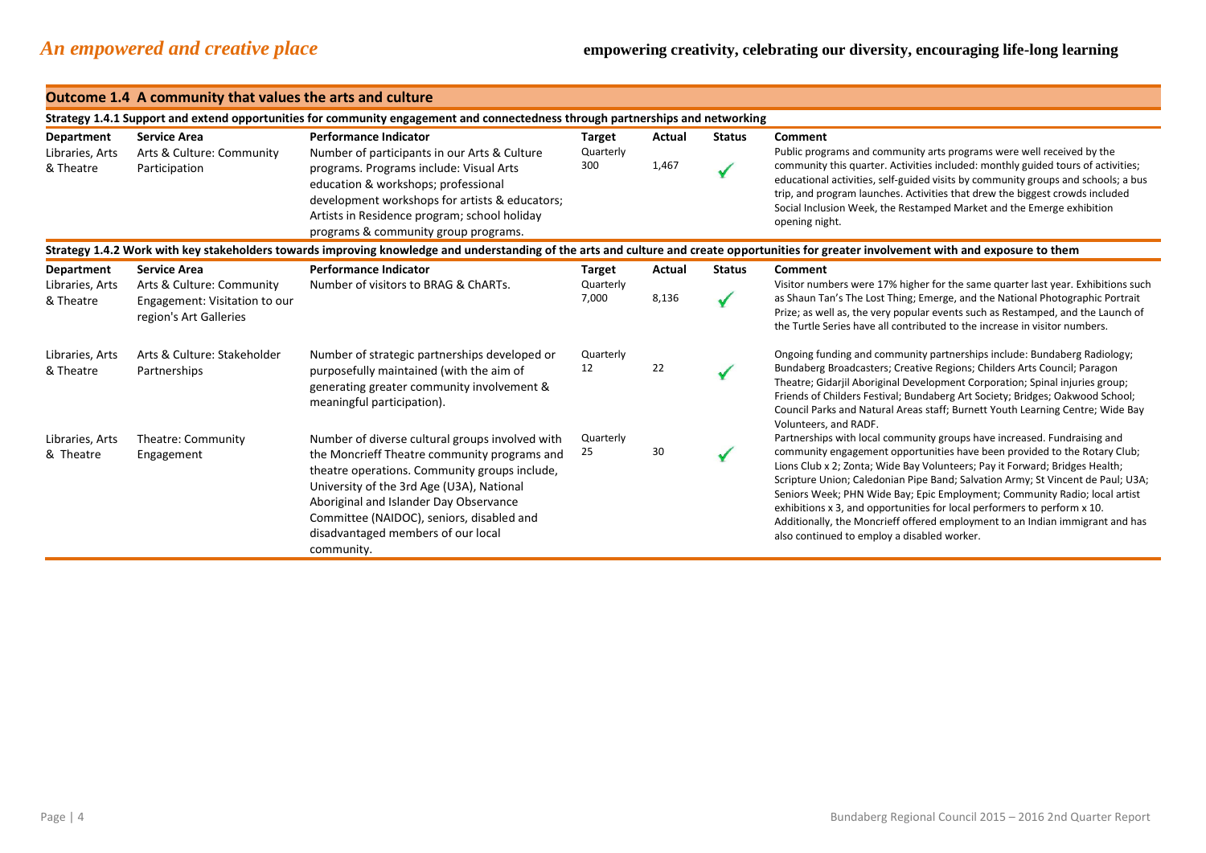# *An empowered and creative place*

**empowering creativity, celebrating our diversity, encouraging life-long learning**

## Outcome 1.4 A community that values the arts and culture

### Strategy 1.4.1 Support and extend opportunities for community engagement and connectedness through partnerships and networking

| Department | Service Area | Performance Indicator | Target | Actual | Status | Comment |
|---|---|---|---|---|---|---|
| Libraries, Arts & Theatre | Arts & Culture: Community Participation | Number of participants in our Arts & Culture programs. Programs include: Visual Arts education & workshops; professional development workshops for artists & educators; Artists in Residence program; school holiday programs & community group programs. | Quarterly 300 | 1,467 | ✓ | Public programs and community arts programs were well received by the community this quarter. Activities included: monthly guided tours of activities; educational activities, self-guided visits by community groups and schools; a bus trip, and program launches. Activities that drew the biggest crowds included Social Inclusion Week, the Restamped Market and the Emerge exhibition opening night. |

### Strategy 1.4.2 Work with key stakeholders towards improving knowledge and understanding of the arts and culture and create opportunities for greater involvement with and exposure to them

| Department | Service Area | Performance Indicator | Target | Actual | Status | Comment |
|---|---|---|---|---|---|---|
| Libraries, Arts & Theatre | Arts & Culture: Community Engagement: Visitation to our region's Art Galleries | Number of visitors to BRAG & ChARTs. | Quarterly 7,000 | 8,136 | ✓ | Visitor numbers were 17% higher for the same quarter last year. Exhibitions such as Shaun Tan's The Lost Thing; Emerge, and the National Photographic Portrait Prize; as well as, the very popular events such as Restamped, and the Launch of the Turtle Series have all contributed to the increase in visitor numbers. |
| Libraries, Arts & Theatre | Arts & Culture: Stakeholder Partnerships | Number of strategic partnerships developed or purposefully maintained (with the aim of generating greater community involvement & meaningful participation). | Quarterly 12 | 22 | ✓ | Ongoing funding and community partnerships include: Bundaberg Radiology; Bundaberg Broadcasters; Creative Regions; Childers Arts Council; Paragon Theatre; Gidarjil Aboriginal Development Corporation; Spinal injuries group; Friends of Childers Festival; Bundaberg Art Society; Bridges; Oakwood School; Council Parks and Natural Areas staff; Burnett Youth Learning Centre; Wide Bay Volunteers, and RADF. |
| Libraries, Arts & Theatre | Theatre: Community Engagement | Number of diverse cultural groups involved with the Moncrieff Theatre community programs and theatre operations. Community groups include, University of the 3rd Age (U3A), National Aboriginal and Islander Day Observance Committee (NAIDOC), seniors, disabled and disadvantaged members of our local community. | Quarterly 25 | 30 | ✓ | Partnerships with local community groups have increased. Fundraising and community engagement opportunities have been provided to the Rotary Club; Lions Club x 2; Zonta; Wide Bay Volunteers; Pay it Forward; Bridges Health; Scripture Union; Caledonian Pipe Band; Salvation Army; St Vincent de Paul; U3A; Seniors Week; PHN Wide Bay; Epic Employment; Community Radio; local artist exhibitions x 3, and opportunities for local performers to perform x 10. Additionally, the Moncrieff offered employment to an Indian immigrant and has also continued to employ a disabled worker. |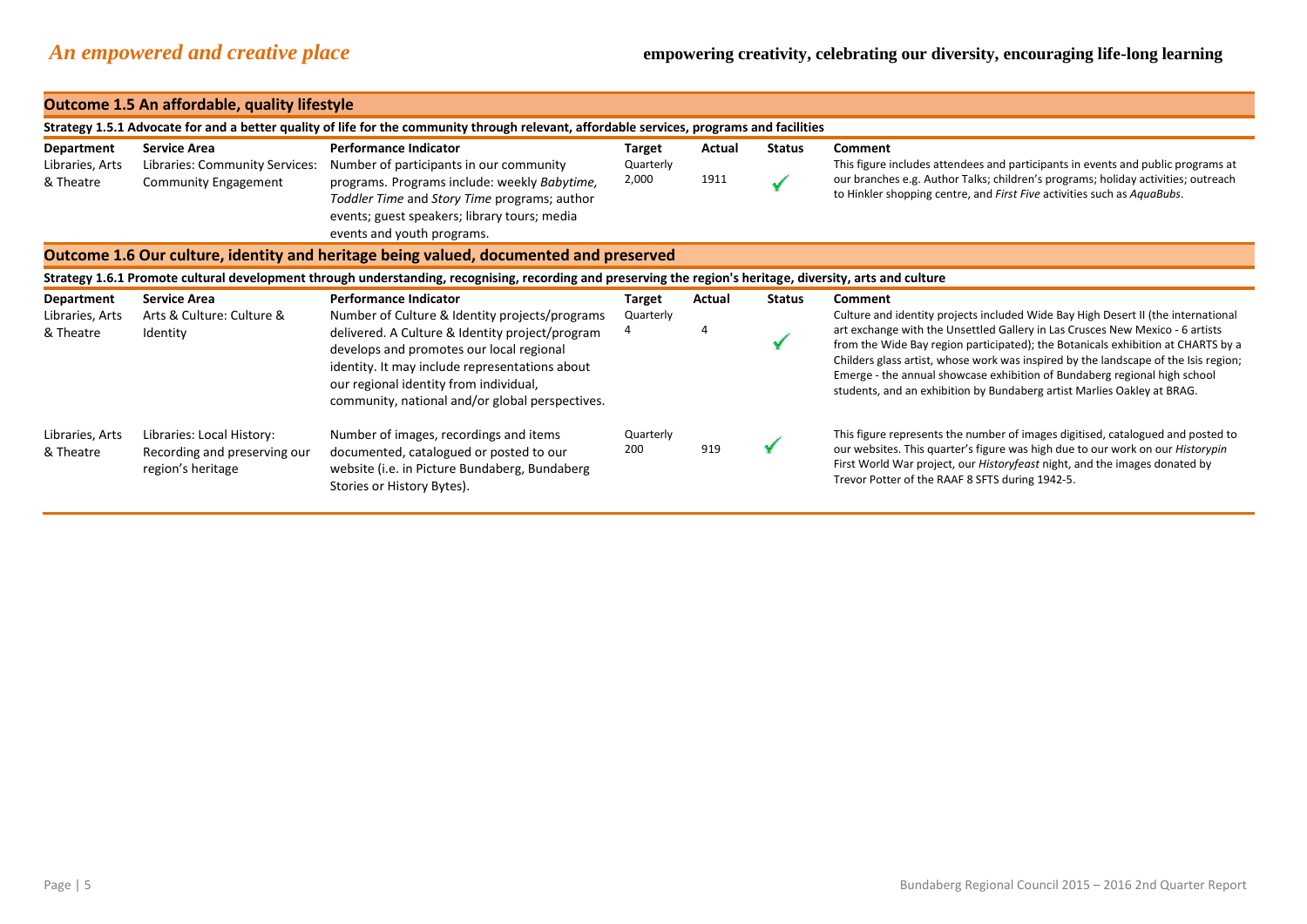# *An empowered and creative place*

**empowering creativity, celebrating our diversity, encouraging life-long learning**

## Outcome 1.5 An affordable, quality lifestyle

**Strategy 1.5.1 Advocate for and a better quality of life for the community through relevant, affordable services, programs and facilities**

| Department | Service Area | Performance Indicator | Target | Actual | Status | Comment |
|---|---|---|---|---|---|---|
| Libraries, Arts & Theatre | Libraries: Community Services: Community Engagement | Number of participants in our community programs. Programs include: weekly *Babytime, Toddler Time* and *Story Time* programs; author events; guest speakers; library tours; media events and youth programs. | Quarterly 2,000 | 1911 | ✓ | This figure includes attendees and participants in events and public programs at our branches e.g. Author Talks; children's programs; holiday activities; outreach to Hinkler shopping centre, and *First Five* activities such as *AquaBubs*. |

## Outcome 1.6 Our culture, identity and heritage being valued, documented and preserved

**Strategy 1.6.1 Promote cultural development through understanding, recognising, recording and preserving the region's heritage, diversity, arts and culture**

| Department | Service Area | Performance Indicator | Target | Actual | Status | Comment |
|---|---|---|---|---|---|---|
| Libraries, Arts & Theatre | Arts & Culture: Culture & Identity | Number of Culture & Identity projects/programs delivered. A Culture & Identity project/program develops and promotes our local regional identity. It may include representations about our regional identity from individual, community, national and/or global perspectives. | Quarterly 4 | 4 | ✓ | Culture and identity projects included Wide Bay High Desert II (the international art exchange with the Unsettled Gallery in Las Cruces New Mexico - 6 artists from the Wide Bay region participated); the Botanicals exhibition at CHARTS by a Childers glass artist, whose work was inspired by the landscape of the Isis region; Emerge - the annual showcase exhibition of Bundaberg regional high school students, and an exhibition by Bundaberg artist Marlies Oakley at BRAG. |
| Libraries, Arts & Theatre | Libraries: Local History: Recording and preserving our region's heritage | Number of images, recordings and items documented, catalogued or posted to our website (i.e. in Picture Bundaberg, Bundaberg Stories or History Bytes). | Quarterly 200 | 919 | ✓ | This figure represents the number of images digitised, catalogued and posted to our websites. This quarter's figure was high due to our work on our *Historypin* First World War project, our *Historyfeast* night, and the images donated by Trevor Potter of the RAAF 8 SFTS during 1942-5. |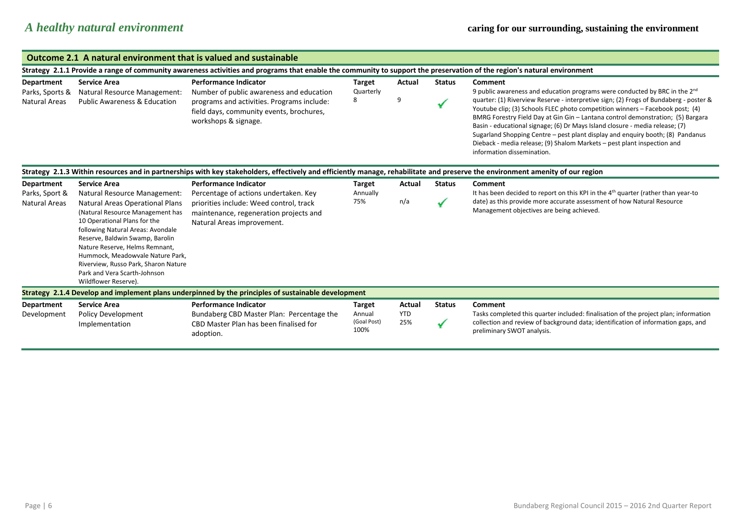# *A healthy natural environment*

**caring for our surrounding, sustaining the environment**

## Outcome 2.1 A natural environment that is valued and sustainable

### Strategy 2.1.1 Provide a range of community awareness activities and programs that enable the community to support the preservation of the region's natural environment

| Department | Service Area | Performance Indicator | Target | Actual | Status | Comment |
|---|---|---|---|---|---|---|
| Parks, Sports & Natural Areas | Natural Resource Management: Public Awareness & Education | Number of public awareness and education programs and activities. Programs include: field days, community events, brochures, workshops & signage. | Quarterly 8 | 9 | ✓ | 9 public awareness and education programs were conducted by BRC in the 2nd quarter: (1) Riverview Reserve - interpretive sign; (2) Frogs of Bundaberg - poster & Youtube clip; (3) Schools FLEC photo competition winners – Facebook post; (4) BMRG Forestry Field Day at Gin Gin – Lantana control demonstration; (5) Bargara Basin - educational signage; (6) Dr Mays Island closure - media release; (7) Sugarland Shopping Centre – pest plant display and enquiry booth; (8) Pandanus Dieback - media release; (9) Shalom Markets – pest plant inspection and information dissemination. |

### Strategy 2.1.3 Within resources and in partnerships with key stakeholders, effectively and efficiently manage, rehabilitate and preserve the environment amenity of our region

| Department | Service Area | Performance Indicator | Target | Actual | Status | Comment |
|---|---|---|---|---|---|---|
| Parks, Sport & Natural Areas | Natural Resource Management: Natural Areas Operational Plans (Natural Resource Management has 10 Operational Plans for the following Natural Areas: Avondale Reserve, Baldwin Swamp, Barolin Nature Reserve, Helms Remnant, Hummock, Meadowvale Nature Park, Riverview, Russo Park, Sharon Nature Park and Vera Scarth-Johnson Wildflower Reserve). | Percentage of actions undertaken. Key priorities include: Weed control, track maintenance, regeneration projects and Natural Areas improvement. | Annually 75% | n/a | ✓ | It has been decided to report on this KPI in the 4th quarter (rather than year-to date) as this provide more accurate assessment of how Natural Resource Management objectives are being achieved. |

### Strategy 2.1.4 Develop and implement plans underpinned by the principles of sustainable development

| Department | Service Area | Performance Indicator | Target | Actual | Status | Comment |
|---|---|---|---|---|---|---|
| Development | Policy Development Implementation | Bundaberg CBD Master Plan: Percentage the CBD Master Plan has been finalised for adoption. | Annual (Goal Post) 100% | YTD 25% | ✓ | Tasks completed this quarter included: finalisation of the project plan; information collection and review of background data; identification of information gaps, and preliminary SWOT analysis. |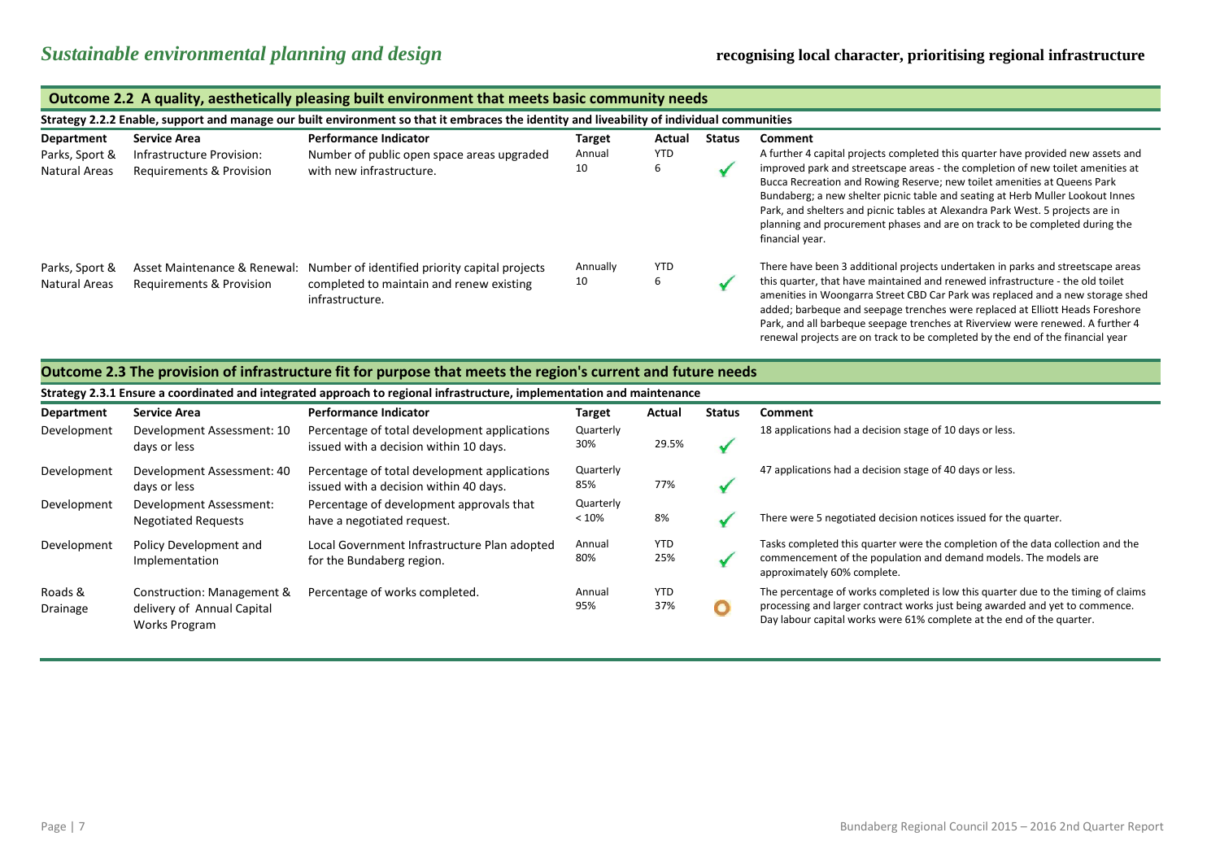# *Sustainable environmental planning and design*

**recognising local character, prioritising regional infrastructure**

## Outcome 2.2 A quality, aesthetically pleasing built environment that meets basic community needs

**Strategy 2.2.2 Enable, support and manage our built environment so that it embraces the identity and liveability of individual communities**

| Department | Service Area | Performance Indicator | Target | Actual | Status | Comment |
|---|---|---|---|---|---|---|
| Parks, Sport & Natural Areas | Infrastructure Provision: Requirements & Provision | Number of public open space areas upgraded with new infrastructure. | Annual 10 | YTD 6 | ✓ | A further 4 capital projects completed this quarter have provided new assets and improved park and streetscape areas - the completion of new toilet amenities at Bucca Recreation and Rowing Reserve; new toilet amenities at Queens Park Bundaberg; a new shelter picnic table and seating at Herb Muller Lookout Innes Park, and shelters and picnic tables at Alexandra Park West. 5 projects are in planning and procurement phases and are on track to be completed during the financial year. |
| Parks, Sport & Natural Areas | Asset Maintenance & Renewal: Requirements & Provision | Number of identified priority capital projects completed to maintain and renew existing infrastructure. | Annually 10 | YTD 6 | ✓ | There have been 3 additional projects undertaken in parks and streetscape areas this quarter, that have maintained and renewed infrastructure - the old toilet amenities in Woongarra Street CBD Car Park was replaced and a new storage shed added; barbeque and seepage trenches were replaced at Elliott Heads Foreshore Park, and all barbeque seepage trenches at Riverview were renewed. A further 4 renewal projects are on track to be completed by the end of the financial year |

## Outcome 2.3 The provision of infrastructure fit for purpose that meets the region's current and future needs

**Strategy 2.3.1 Ensure a coordinated and integrated approach to regional infrastructure, implementation and maintenance**

| Department | Service Area | Performance Indicator | Target | Actual | Status | Comment |
|---|---|---|---|---|---|---|
| Development | Development Assessment: 10 days or less | Percentage of total development applications issued with a decision within 10 days. | Quarterly 30% | 29.5% | ✓ | 18 applications had a decision stage of 10 days or less. |
| Development | Development Assessment: 40 days or less | Percentage of total development applications issued with a decision within 40 days. | Quarterly 85% | 77% | ✓ | 47 applications had a decision stage of 40 days or less. |
| Development | Development Assessment: Negotiated Requests | Percentage of development approvals that have a negotiated request. | Quarterly < 10% | 8% | ✓ | There were 5 negotiated decision notices issued for the quarter. |
| Development | Policy Development and Implementation | Local Government Infrastructure Plan adopted for the Bundaberg region. | Annual 80% | YTD 25% | ✓ | Tasks completed this quarter were the completion of the data collection and the commencement of the population and demand models. The models are approximately 60% complete. |
| Roads & Drainage | Construction: Management & delivery of Annual Capital Works Program | Percentage of works completed. | Annual 95% | YTD 37% | O | The percentage of works completed is low this quarter due to the timing of claims processing and larger contract works just being awarded and yet to commence. Day labour capital works were 61% complete at the end of the quarter. |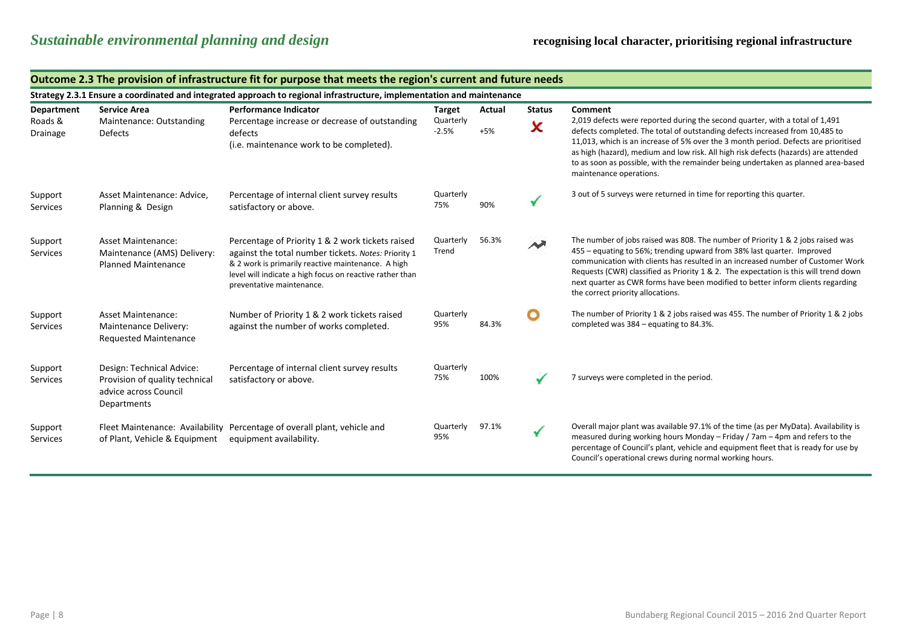# *Sustainable environmental planning and design*

**recognising local character, prioritising regional infrastructure**

## Outcome 2.3 The provision of infrastructure fit for purpose that meets the region's current and future needs

### Strategy 2.3.1 Ensure a coordinated and integrated approach to regional infrastructure, implementation and maintenance

| Department | Service Area | Performance Indicator | Target | Actual | Status | Comment |
|---|---|---|---|---|---|---|
| Roads & Drainage | Maintenance: Outstanding Defects | Percentage increase or decrease of outstanding defects (i.e. maintenance work to be completed). | Quarterly -2.5% | +5% | ✗ | 2,019 defects were reported during the second quarter, with a total of 1,491 defects completed. The total of outstanding defects increased from 10,485 to 11,013, which is an increase of 5% over the 3 month period. Defects are prioritised as high (hazard), medium and low risk. All high risk defects (hazards) are attended to as soon as possible, with the remainder being undertaken as planned area-based maintenance operations. |
| Support Services | Asset Maintenance: Advice, Planning & Design | Percentage of internal client survey results satisfactory or above. | Quarterly 75% | 90% | ✓ | 3 out of 5 surveys were returned in time for reporting this quarter. |
| Support Services | Asset Maintenance: Maintenance (AMS) Delivery: Planned Maintenance | Percentage of Priority 1 & 2 work tickets raised against the total number tickets. *Notes:* Priority 1 & 2 work is primarily reactive maintenance. A high level will indicate a high focus on reactive rather than preventative maintenance. | Quarterly Trend | 56.3% | ↗ | The number of jobs raised was 808. The number of Priority 1 & 2 jobs raised was 455 – equating to 56%; trending upward from 38% last quarter. Improved communication with clients has resulted in an increased number of Customer Work Requests (CWR) classified as Priority 1 & 2. The expectation is this will trend down next quarter as CWR forms have been modified to better inform clients regarding the correct priority allocations. |
| Support Services | Asset Maintenance: Maintenance Delivery: Requested Maintenance | Number of Priority 1 & 2 work tickets raised against the number of works completed. | Quarterly 95% | 84.3% | ○ | The number of Priority 1 & 2 jobs raised was 455. The number of Priority 1 & 2 jobs completed was 384 – equating to 84.3%. |
| Support Services | Design: Technical Advice: Provision of quality technical advice across Council Departments | Percentage of internal client survey results satisfactory or above. | Quarterly 75% | 100% | ✓ | 7 surveys were completed in the period. |
| Support Services | Fleet Maintenance: Availability of Plant, Vehicle & Equipment | Percentage of overall plant, vehicle and equipment availability. | Quarterly 95% | 97.1% | ✓ | Overall major plant was available 97.1% of the time (as per MyData). Availability is measured during working hours Monday – Friday / 7am – 4pm and refers to the percentage of Council's plant, vehicle and equipment fleet that is ready for use by Council's operational crews during normal working hours. |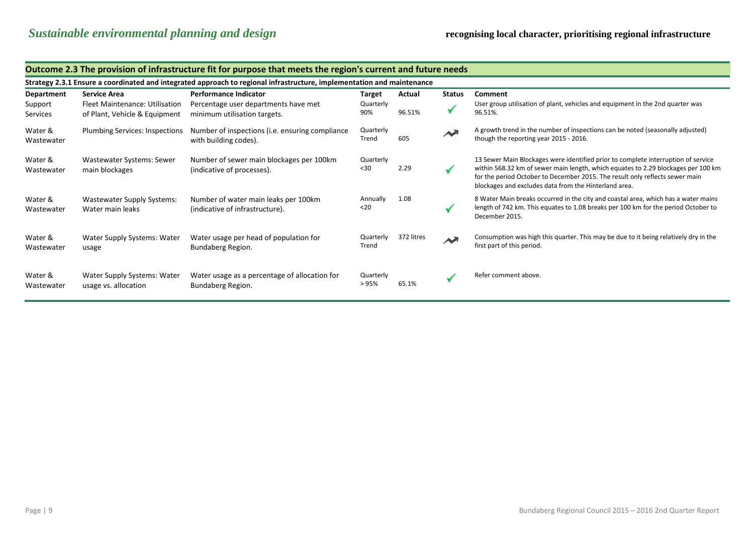## Outcome 2.3 The provision of infrastructure fit for purpose that meets the region's current and future needs

### Strategy 2.3.1 Ensure a coordinated and integrated approach to regional infrastructure, implementation and maintenance

| Department | Service Area | Performance Indicator | Target | Actual | Status | Comment |
|---|---|---|---|---|---|---|
| Support Services | Fleet Maintenance: Utilisation of Plant, Vehicle & Equipment | Percentage user departments have met minimum utilisation targets. | Quarterly 90% | 96.51% | ✓ | User group utilisation of plant, vehicles and equipment in the 2nd quarter was 96.51%. |
| Water & Wastewater | Plumbing Services: Inspections | Number of inspections (i.e. ensuring compliance with building codes). | Quarterly Trend | 605 | ↗ | A growth trend in the number of inspections can be noted (seasonally adjusted) though the reporting year 2015 - 2016. |
| Water & Wastewater | Wastewater Systems: Sewer main blockages | Number of sewer main blockages per 100km (indicative of processes). | Quarterly <30 | 2.29 | ✓ | 13 Sewer Main Blockages were identified prior to complete interruption of service within 568.32 km of sewer main length, which equates to 2.29 blockages per 100 km for the period October to December 2015. The result only reflects sewer main blockages and excludes data from the Hinterland area. |
| Water & Wastewater | Wastewater Supply Systems: Water main leaks | Number of water main leaks per 100km (indicative of infrastructure). | Annually <20 | 1.08 | ✓ | 8 Water Main breaks occurred in the city and coastal area, which has a water mains length of 742 km. This equates to 1.08 breaks per 100 km for the period October to December 2015. |
| Water & Wastewater | Water Supply Systems: Water usage | Water usage per head of population for Bundaberg Region. | Quarterly Trend | 372 litres | ↗ | Consumption was high this quarter. This may be due to it being relatively dry in the first part of this period. |
| Water & Wastewater | Water Supply Systems: Water usage vs. allocation | Water usage as a percentage of allocation for Bundaberg Region. | Quarterly > 95% | 65.1% | ✓ | Refer comment above. |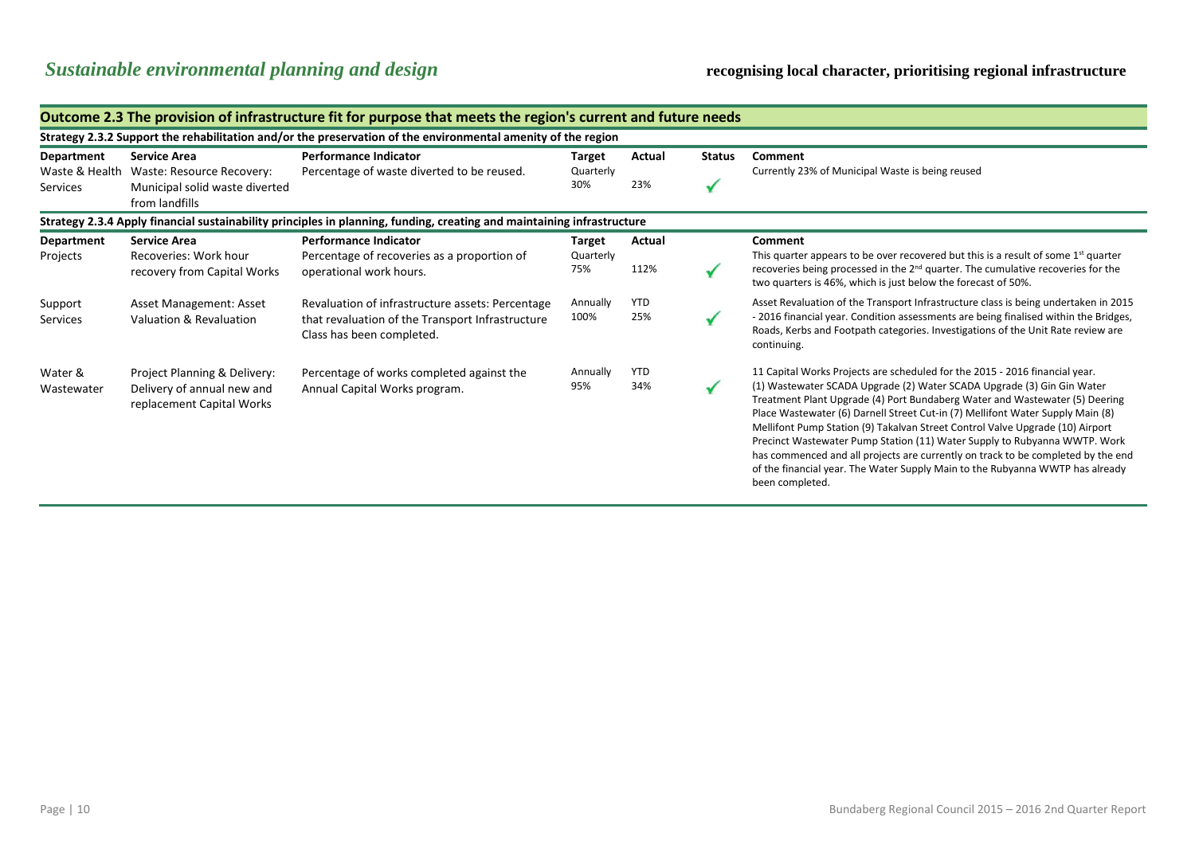# *Sustainable environmental planning and design*

**recognising local character, prioritising regional infrastructure**

## Outcome 2.3 The provision of infrastructure fit for purpose that meets the region's current and future needs

### Strategy 2.3.2 Support the rehabilitation and/or the preservation of the environmental amenity of the region

| Department | Service Area | Performance Indicator | Target | Actual | Status | Comment |
|---|---|---|---|---|---|---|
| Waste & Health Services | Waste: Resource Recovery: Municipal solid waste diverted from landfills | Percentage of waste diverted to be reused. | Quarterly 30% | 23% | ✓ | Currently 23% of Municipal Waste is being reused |

### Strategy 2.3.4 Apply financial sustainability principles in planning, funding, creating and maintaining infrastructure

| Department | Service Area | Performance Indicator | Target | Actual | Status | Comment |
|---|---|---|---|---|---|---|
| Projects | Recoveries: Work hour recovery from Capital Works | Percentage of recoveries as a proportion of operational work hours. | Quarterly 75% | 112% | ✓ | This quarter appears to be over recovered but this is a result of some 1st quarter recoveries being processed in the 2nd quarter. The cumulative recoveries for the two quarters is 46%, which is just below the forecast of 50%. |
| Support Services | Asset Management: Asset Valuation & Revaluation | Revaluation of infrastructure assets: Percentage that revaluation of the Transport Infrastructure Class has been completed. | Annually 100% | YTD 25% | ✓ | Asset Revaluation of the Transport Infrastructure class is being undertaken in 2015 - 2016 financial year. Condition assessments are being finalised within the Bridges, Roads, Kerbs and Footpath categories. Investigations of the Unit Rate review are continuing. |
| Water & Wastewater | Project Planning & Delivery: Delivery of annual new and replacement Capital Works | Percentage of works completed against the Annual Capital Works program. | Annually 95% | YTD 34% | ✓ | 11 Capital Works Projects are scheduled for the 2015 - 2016 financial year. (1) Wastewater SCADA Upgrade (2) Water SCADA Upgrade (3) Gin Gin Water Treatment Plant Upgrade (4) Port Bundaberg Water and Wastewater (5) Deering Place Wastewater (6) Darnell Street Cut-in (7) Mellifont Water Supply Main (8) Mellifont Pump Station (9) Takalvan Street Control Valve Upgrade (10) Airport Precinct Wastewater Pump Station (11) Water Supply to Rubyanna WWTP. Work has commenced and all projects are currently on track to be completed by the end of the financial year. The Water Supply Main to the Rubyanna WWTP has already been completed. |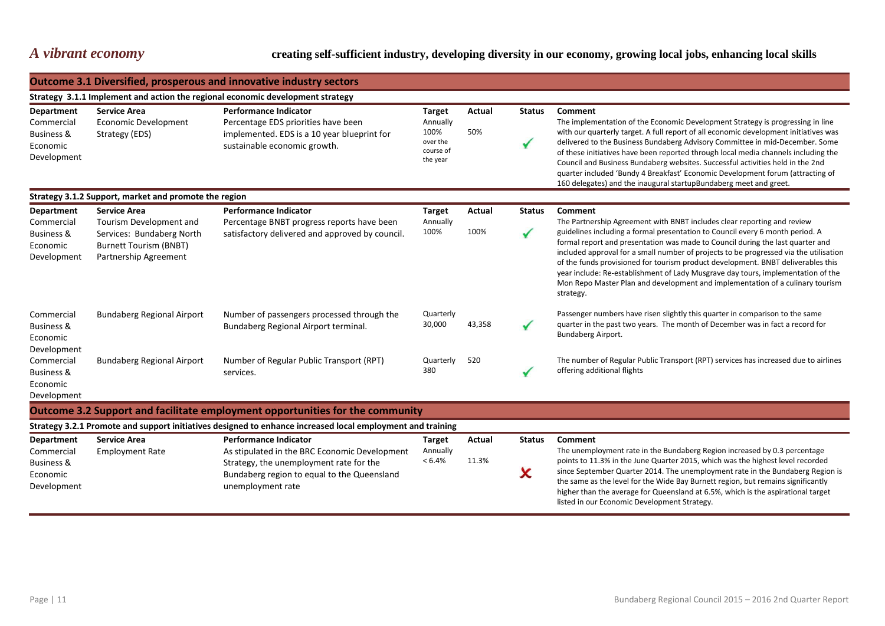# *A vibrant economy*

**creating self-sufficient industry, developing diversity in our economy, growing local jobs, enhancing local skills**

## Outcome 3.1 Diversified, prosperous and innovative industry sectors

### Strategy 3.1.1 Implement and action the regional economic development strategy

| Department | Service Area | Performance Indicator | Target | Actual | Status | Comment |
|---|---|---|---|---|---|---|
| Commercial Business & Economic Development | Economic Development Strategy (EDS) | Percentage EDS priorities have been implemented. EDS is a 10 year blueprint for sustainable economic growth. | Annually 100% over the course of the year | 50% | ✓ | The implementation of the Economic Development Strategy is progressing in line with our quarterly target. A full report of all economic development initiatives was delivered to the Business Bundaberg Advisory Committee in mid-December. Some of these initiatives have been reported through local media channels including the Council and Business Bundaberg websites. Successful activities held in the 2nd quarter included 'Bundy 4 Breakfast' Economic Development forum (attracting of 160 delegates) and the inaugural startupBundaberg meet and greet. |

### Strategy 3.1.2 Support, market and promote the region

| Department | Service Area | Performance Indicator | Target | Actual | Status | Comment |
|---|---|---|---|---|---|---|
| Commercial Business & Economic Development | Tourism Development and Services: Bundaberg North Burnett Tourism (BNBT) Partnership Agreement | Percentage BNBT progress reports have been satisfactory delivered and approved by council. | Annually 100% | 100% | ✓ | The Partnership Agreement with BNBT includes clear reporting and review guidelines including a formal presentation to Council every 6 month period. A formal report and presentation was made to Council during the last quarter and included approval for a small number of projects to be progressed via the utilisation of the funds provisioned for tourism product development. BNBT deliverables this year include: Re-establishment of Lady Musgrave day tours, implementation of the Mon Repo Master Plan and development and implementation of a culinary tourism strategy. |
| Commercial Business & Economic Development | Bundaberg Regional Airport | Number of passengers processed through the Bundaberg Regional Airport terminal. | Quarterly 30,000 | 43,358 | ✓ | Passenger numbers have risen slightly this quarter in comparison to the same quarter in the past two years. The month of December was in fact a record for Bundaberg Airport. |
| Commercial Business & Economic Development | Bundaberg Regional Airport | Number of Regular Public Transport (RPT) services. | Quarterly 380 | 520 | ✓ | The number of Regular Public Transport (RPT) services has increased due to airlines offering additional flights |

## Outcome 3.2 Support and facilitate employment opportunities for the community

### Strategy 3.2.1 Promote and support initiatives designed to enhance increased local employment and training

| Department | Service Area | Performance Indicator | Target | Actual | Status | Comment |
|---|---|---|---|---|---|---|
| Commercial Business & Economic Development | Employment Rate | As stipulated in the BRC Economic Development Strategy, the unemployment rate for the Bundaberg region to equal to the Queensland unemployment rate | Annually < 6.4% | 11.3% | ✗ | The unemployment rate in the Bundaberg Region increased by 0.3 percentage points to 11.3% in the June Quarter 2015, which was the highest level recorded since September Quarter 2014. The unemployment rate in the Bundaberg Region is the same as the level for the Wide Bay Burnett region, but remains significantly higher than the average for Queensland at 6.5%, which is the aspirational target listed in our Economic Development Strategy. |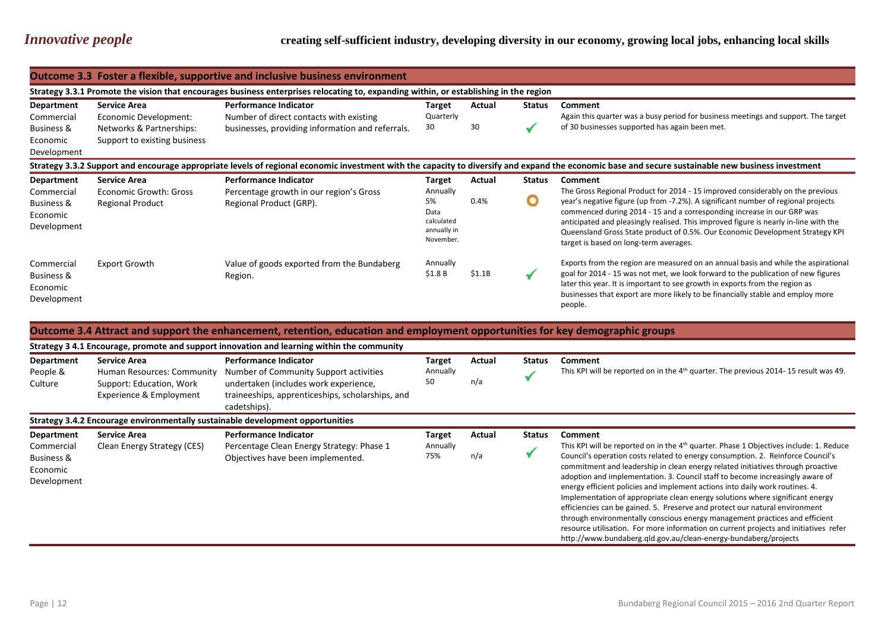## *Innovative people*

**creating self-sufficient industry, developing diversity in our economy, growing local jobs, enhancing local skills**

### Outcome 3.3 Foster a flexible, supportive and inclusive business environment

**Strategy 3.3.1 Promote the vision that encourages business enterprises relocating to, expanding within, or establishing in the region**

| Department | Service Area | Performance Indicator | Target | Actual | Status | Comment |
|---|---|---|---|---|---|---|
| Commercial Business & Economic Development | Economic Development: Networks & Partnerships: Support to existing business | Number of direct contacts with existing businesses, providing information and referrals. | Quarterly 30 | 30 | ✓ | Again this quarter was a busy period for business meetings and support. The target of 30 businesses supported has again been met. |

**Strategy 3.3.2 Support and encourage appropriate levels of regional economic investment with the capacity to diversify and expand the economic base and secure sustainable new business investment**

| Department | Service Area | Performance Indicator | Target | Actual | Status | Comment |
|---|---|---|---|---|---|---|
| Commercial Business & Economic Development | Economic Growth: Gross Regional Product | Percentage growth in our region's Gross Regional Product (GRP). | Annually 5% Data calculated annually in November. | 0.4% | O | The Gross Regional Product for 2014 - 15 improved considerably on the previous year's negative figure (up from -7.2%). A significant number of regional projects commenced during 2014 - 15 and a corresponding increase in our GRP was anticipated and pleasingly realised. This improved figure is nearly in-line with the Queensland Gross State product of 0.5%. Our Economic Development Strategy KPI target is based on long-term averages. |
| Commercial Business & Economic Development | Export Growth | Value of goods exported from the Bundaberg Region. | Annually $1.8 B | $1.1B | ✓ | Exports from the region are measured on an annual basis and while the aspirational goal for 2014 - 15 was not met, we look forward to the publication of new figures later this year. It is important to see growth in exports from the region as businesses that export are more likely to be financially stable and employ more people. |

### Outcome 3.4 Attract and support the enhancement, retention, education and employment opportunities for key demographic groups

**Strategy 3 4.1 Encourage, promote and support innovation and learning within the community**

| Department | Service Area | Performance Indicator | Target | Actual | Status | Comment |
|---|---|---|---|---|---|---|
| People & Culture | Human Resources: Community Support: Education, Work Experience & Employment | Number of Community Support activities undertaken (includes work experience, traineeships, apprenticeships, scholarships, and cadetships). | Annually 50 | n/a | ✓ | This KPI will be reported on in the 4th quarter. The previous 2014- 15 result was 49. |

**Strategy 3.4.2 Encourage environmentally sustainable development opportunities**

| Department | Service Area | Performance Indicator | Target | Actual | Status | Comment |
|---|---|---|---|---|---|---|
| Commercial Business & Economic Development | Clean Energy Strategy (CES) | Percentage Clean Energy Strategy: Phase 1 Objectives have been implemented. | Annually 75% | n/a | ✓ | This KPI will be reported on in the 4th quarter. Phase 1 Objectives include: 1. Reduce Council's operation costs related to energy consumption. 2. Reinforce Council's commitment and leadership in clean energy related initiatives through proactive adoption and implementation. 3. Council staff to become increasingly aware of energy efficient policies and implement actions into daily work routines. 4. Implementation of appropriate clean energy solutions where significant energy efficiencies can be gained. 5. Preserve and protect our natural environment through environmentally conscious energy management practices and efficient resource utilisation. For more information on current projects and initiatives refer http://www.bundaberg.qld.gov.au/clean-energy-bundaberg/projects |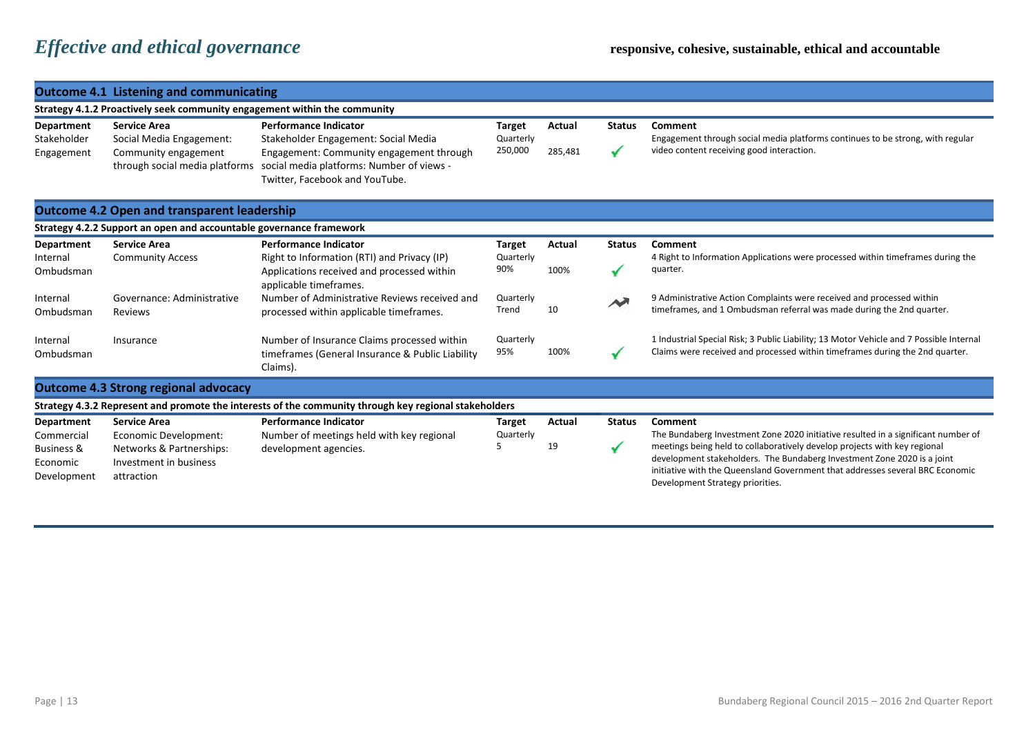# *Effective and ethical governance*

**responsive, cohesive, sustainable, ethical and accountable**

## Outcome 4.1 Listening and communicating

**Strategy 4.1.2 Proactively seek community engagement within the community**

| Department | Service Area | Performance Indicator | Target | Actual | Status | Comment |
|---|---|---|---|---|---|---|
| Stakeholder Engagement | Social Media Engagement: Community engagement through social media platforms | Stakeholder Engagement: Social Media Engagement: Community engagement through social media platforms: Number of views - Twitter, Facebook and YouTube. | Quarterly 250,000 | 285,481 | ✓ | Engagement through social media platforms continues to be strong, with regular video content receiving good interaction. |

## Outcome 4.2 Open and transparent leadership

**Strategy 4.2.2 Support an open and accountable governance framework**

| Department | Service Area | Performance Indicator | Target | Actual | Status | Comment |
|---|---|---|---|---|---|---|
| Internal Ombudsman | Community Access | Right to Information (RTI) and Privacy (IP) Applications received and processed within applicable timeframes. | Quarterly 90% | 100% | ✓ | 4 Right to Information Applications were processed within timeframes during the quarter. |
| Internal Ombudsman | Governance: Administrative Reviews | Number of Administrative Reviews received and processed within applicable timeframes. | Quarterly Trend | 10 | ↗ | 9 Administrative Action Complaints were received and processed within timeframes, and 1 Ombudsman referral was made during the 2nd quarter. |
| Internal Ombudsman | Insurance | Number of Insurance Claims processed within timeframes (General Insurance & Public Liability Claims). | Quarterly 95% | 100% | ✓ | 1 Industrial Special Risk; 3 Public Liability; 13 Motor Vehicle and 7 Possible Internal Claims were received and processed within timeframes during the 2nd quarter. |

## Outcome 4.3 Strong regional advocacy

**Strategy 4.3.2 Represent and promote the interests of the community through key regional stakeholders**

| Department | Service Area | Performance Indicator | Target | Actual | Status | Comment |
|---|---|---|---|---|---|---|
| Commercial Business & Economic Development | Economic Development: Networks & Partnerships: Investment in business attraction | Number of meetings held with key regional development agencies. | Quarterly 5 | 19 | ✓ | The Bundaberg Investment Zone 2020 initiative resulted in a significant number of meetings being held to collaboratively develop projects with key regional development stakeholders. The Bundaberg Investment Zone 2020 is a joint initiative with the Queensland Government that addresses several BRC Economic Development Strategy priorities. |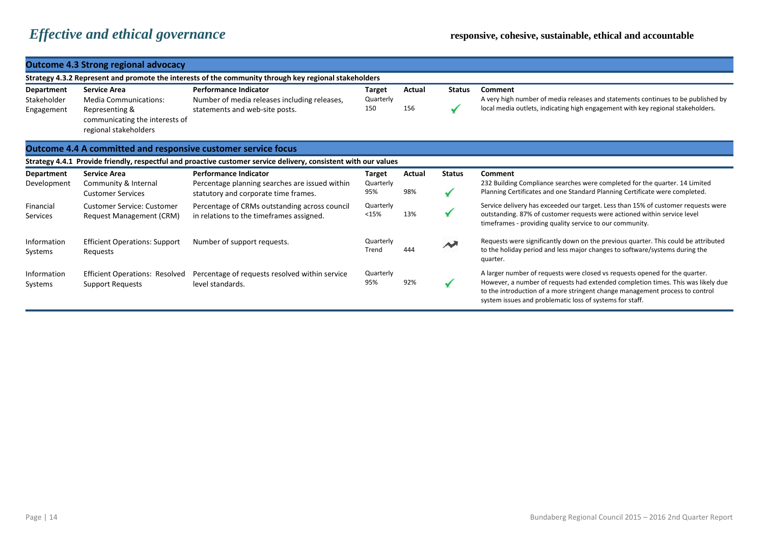# *Effective and ethical governance*

**responsive, cohesive, sustainable, ethical and accountable**

## Outcome 4.3 Strong regional advocacy

**Strategy 4.3.2 Represent and promote the interests of the community through key regional stakeholders**

| Department | Service Area | Performance Indicator | Target | Actual | Status | Comment |
|---|---|---|---|---|---|---|
| Stakeholder Engagement | Media Communications: Representing & communicating the interests of regional stakeholders | Number of media releases including releases, statements and web-site posts. | Quarterly 150 | 156 | ✓ | A very high number of media releases and statements continues to be published by local media outlets, indicating high engagement with key regional stakeholders. |

## Outcome 4.4 A committed and responsive customer service focus

**Strategy 4.4.1 Provide friendly, respectful and proactive customer service delivery, consistent with our values**

| Department | Service Area | Performance Indicator | Target | Actual | Status | Comment |
|---|---|---|---|---|---|---|
| Development | Community & Internal Customer Services | Percentage planning searches are issued within statutory and corporate time frames. | Quarterly 95% | 98% | ✓ | 232 Building Compliance searches were completed for the quarter. 14 Limited Planning Certificates and one Standard Planning Certificate were completed. |
| Financial Services | Customer Service: Customer Request Management (CRM) | Percentage of CRMs outstanding across council in relations to the timeframes assigned. | Quarterly <15% | 13% | ✓ | Service delivery has exceeded our target. Less than 15% of customer requests were outstanding. 87% of customer requests were actioned within service level timeframes - providing quality service to our community. |
| Information Systems | Efficient Operations: Support Requests | Number of support requests. | Quarterly Trend | 444 | Trend | Requests were significantly down on the previous quarter. This could be attributed to the holiday period and less major changes to software/systems during the quarter. |
| Information Systems | Efficient Operations: Resolved Support Requests | Percentage of requests resolved within service level standards. | Quarterly 95% | 92% | ✓ | A larger number of requests were closed vs requests opened for the quarter. However, a number of requests had extended completion times. This was likely due to the introduction of a more stringent change management process to control system issues and problematic loss of systems for staff. |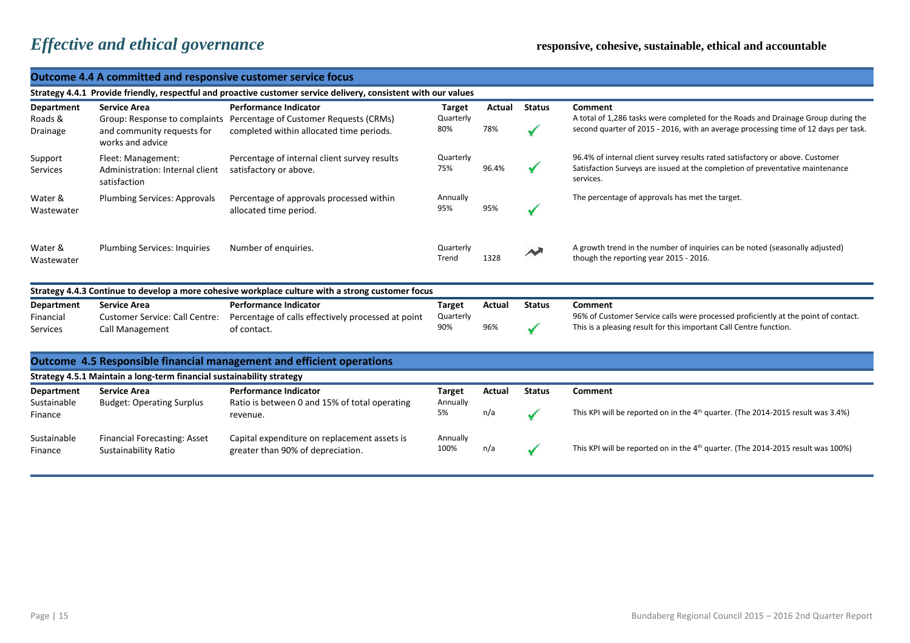# *Effective and ethical governance*

**responsive, cohesive, sustainable, ethical and accountable**

## Outcome 4.4 A committed and responsive customer service focus

### Strategy 4.4.1 Provide friendly, respectful and proactive customer service delivery, consistent with our values

| Department | Service Area | Performance Indicator | Target | Actual | Status | Comment |
|---|---|---|---|---|---|---|
| Roads & Drainage | Group: Response to complaints and community requests for works and advice | Percentage of Customer Requests (CRMs) completed within allocated time periods. | Quarterly 80% | 78% | ✓ | A total of 1,286 tasks were completed for the Roads and Drainage Group during the second quarter of 2015 - 2016, with an average processing time of 12 days per task. |
| Support Services | Fleet: Management: Administration: Internal client satisfaction | Percentage of internal client survey results satisfactory or above. | Quarterly 75% | 96.4% | ✓ | 96.4% of internal client survey results rated satisfactory or above. Customer Satisfaction Surveys are issued at the completion of preventative maintenance services. |
| Water & Wastewater | Plumbing Services: Approvals | Percentage of approvals processed within allocated time period. | Annually 95% | 95% | ✓ | The percentage of approvals has met the target. |
| Water & Wastewater | Plumbing Services: Inquiries | Number of enquiries. | Quarterly Trend | 1328 | ↗ | A growth trend in the number of inquiries can be noted (seasonally adjusted) though the reporting year 2015 - 2016. |

### Strategy 4.4.3 Continue to develop a more cohesive workplace culture with a strong customer focus

| Department | Service Area | Performance Indicator | Target | Actual | Status | Comment |
|---|---|---|---|---|---|---|
| Financial Services | Customer Service: Call Centre: Call Management | Percentage of calls effectively processed at point of contact. | Quarterly 90% | 96% | ✓ | 96% of Customer Service calls were processed proficiently at the point of contact. This is a pleasing result for this important Call Centre function. |

## Outcome 4.5 Responsible financial management and efficient operations

### Strategy 4.5.1 Maintain a long-term financial sustainability strategy

| Department | Service Area | Performance Indicator | Target | Actual | Status | Comment |
|---|---|---|---|---|---|---|
| Sustainable Finance | Budget: Operating Surplus | Ratio is between 0 and 15% of total operating revenue. | Annually 5% | n/a | ✓ | This KPI will be reported on in the 4th quarter. (The 2014-2015 result was 3.4%) |
| Sustainable Finance | Financial Forecasting: Asset Sustainability Ratio | Capital expenditure on replacement assets is greater than 90% of depreciation. | Annually 100% | n/a | ✓ | This KPI will be reported on in the 4th quarter. (The 2014-2015 result was 100%) |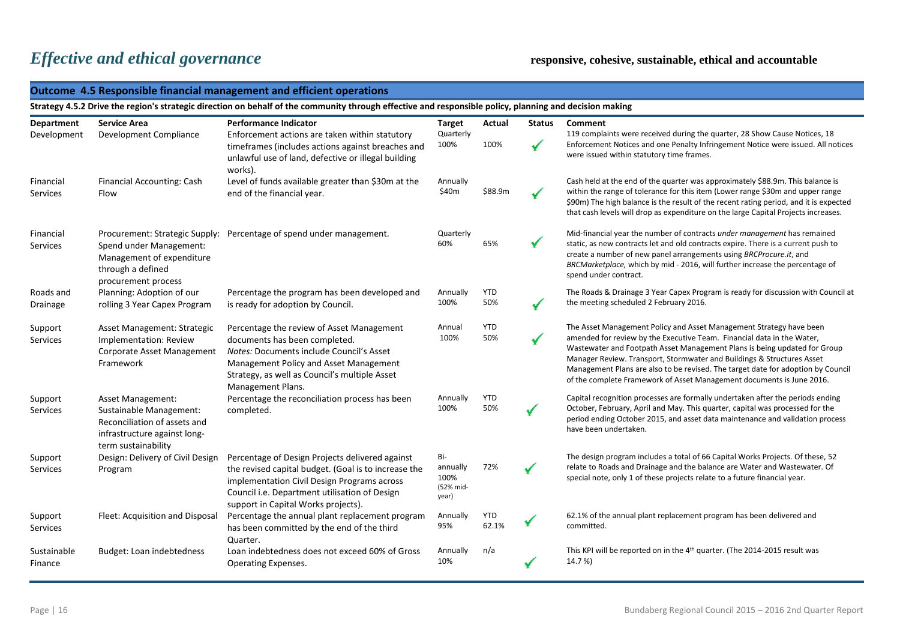# *Effective and ethical governance*

**responsive, cohesive, sustainable, ethical and accountable**

## Outcome 4.5 Responsible financial management and efficient operations

**Strategy 4.5.2 Drive the region's strategic direction on behalf of the community through effective and responsible policy, planning and decision making**

| Department | Service Area | Performance Indicator | Target | Actual | Status | Comment |
|---|---|---|---|---|---|---|
| Development | Development Compliance | Enforcement actions are taken within statutory timeframes (includes actions against breaches and unlawful use of land, defective or illegal building works). | Quarterly 100% | 100% | ✓ | 119 complaints were received during the quarter, 28 Show Cause Notices, 18 Enforcement Notices and one Penalty Infringement Notice were issued. All notices were issued within statutory time frames. |
| Financial Services | Financial Accounting: Cash Flow | Level of funds available greater than $30m at the end of the financial year. | Annually $40m | $88.9m | ✓ | Cash held at the end of the quarter was approximately $88.9m. This balance is within the range of tolerance for this item (Lower range $30m and upper range $90m) The high balance is the result of the recent rating period, and it is expected that cash levels will drop as expenditure on the large Capital Projects increases. |
| Financial Services | Procurement: Strategic Supply: Spend under Management: Management of expenditure through a defined procurement process | Percentage of spend under management. | Quarterly 60% | 65% | ✓ | Mid-financial year the number of contracts *under management* has remained static, as new contracts let and old contracts expire. There is a current push to create a number of new panel arrangements using *BRCProcure.it*, and *BRCMarketplace,* which by mid - 2016, will further increase the percentage of spend under contract. |
| Roads and Drainage | Planning: Adoption of our rolling 3 Year Capex Program | Percentage the program has been developed and is ready for adoption by Council. | Annually 100% | YTD 50% | ✓ | The Roads & Drainage 3 Year Capex Program is ready for discussion with Council at the meeting scheduled 2 February 2016. |
| Support Services | Asset Management: Strategic Implementation: Review Corporate Asset Management Framework | Percentage the review of Asset Management documents has been completed. *Notes:* Documents include Council's Asset Management Policy and Asset Management Strategy, as well as Council's multiple Asset Management Plans. | Annual 100% | YTD 50% | ✓ | The Asset Management Policy and Asset Management Strategy have been amended for review by the Executive Team. Financial data in the Water, Wastewater and Footpath Asset Management Plans is being updated for Group Manager Review. Transport, Stormwater and Buildings & Structures Asset Management Plans are also to be revised. The target date for adoption by Council of the complete Framework of Asset Management documents is June 2016. |
| Support Services | Asset Management: Sustainable Management: Reconciliation of assets and infrastructure against long-term sustainability | Percentage the reconciliation process has been completed. | Annually 100% | YTD 50% | ✓ | Capital recognition processes are formally undertaken after the periods ending October, February, April and May. This quarter, capital was processed for the period ending October 2015, and asset data maintenance and validation process have been undertaken. |
| Support Services | Design: Delivery of Civil Design Program | Percentage of Design Projects delivered against the revised capital budget. (Goal is to increase the implementation Civil Design Programs across Council i.e. Department utilisation of Design support in Capital Works projects). | Bi-annually 100% (52% mid-year) | 72% | ✓ | The design program includes a total of 66 Capital Works Projects. Of these, 52 relate to Roads and Drainage and the balance are Water and Wastewater. Of special note, only 1 of these projects relate to a future financial year. |
| Support Services | Fleet: Acquisition and Disposal | Percentage the annual plant replacement program has been committed by the end of the third Quarter. | Annually 95% | YTD 62.1% | ✓ | 62.1% of the annual plant replacement program has been delivered and committed. |
| Sustainable Finance | Budget: Loan indebtedness | Loan indebtedness does not exceed 60% of Gross Operating Expenses. | Annually 10% | n/a | ✓ | This KPI will be reported on in the 4th quarter. (The 2014-2015 result was 14.7 %) |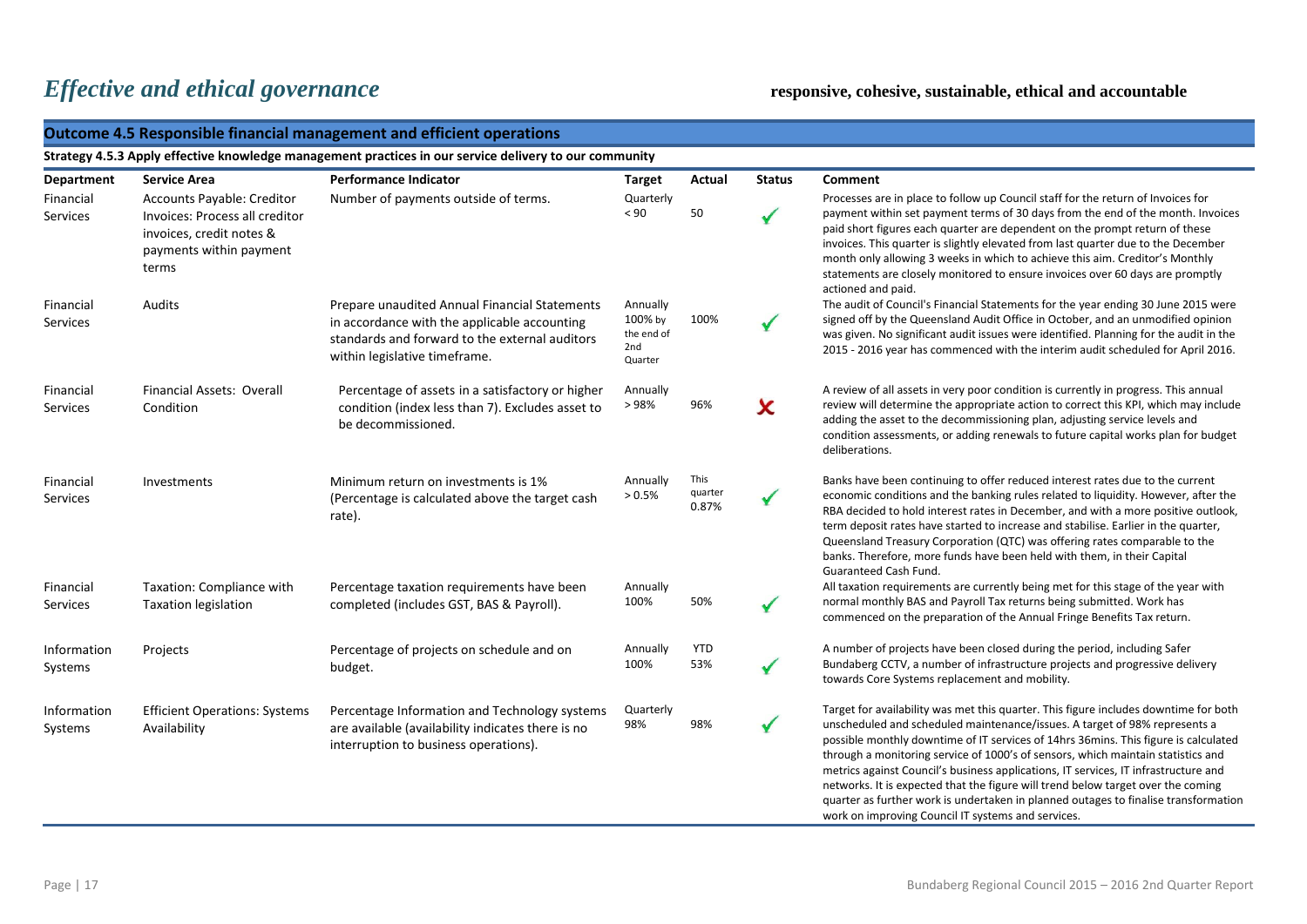# *Effective and ethical governance*

**responsive, cohesive, sustainable, ethical and accountable**

## Outcome 4.5 Responsible financial management and efficient operations

### Strategy 4.5.3 Apply effective knowledge management practices in our service delivery to our community

| Department | Service Area | Performance Indicator | Target | Actual | Status | Comment |
|---|---|---|---|---|---|---|
| Financial Services | Accounts Payable: Creditor Invoices: Process all creditor invoices, credit notes & payments within payment terms | Number of payments outside of terms. | Quarterly < 90 | 50 | ✓ | Processes are in place to follow up Council staff for the return of Invoices for payment within set payment terms of 30 days from the end of the month. Invoices paid short figures each quarter are dependent on the prompt return of these invoices. This quarter is slightly elevated from last quarter due to the December month only allowing 3 weeks in which to achieve this aim. Creditor's Monthly statements are closely monitored to ensure invoices over 60 days are promptly actioned and paid. |
| Financial Services | Audits | Prepare unaudited Annual Financial Statements in accordance with the applicable accounting standards and forward to the external auditors within legislative timeframe. | Annually 100% by the end of 2nd Quarter | 100% | ✓ | The audit of Council's Financial Statements for the year ending 30 June 2015 were signed off by the Queensland Audit Office in October, and an unmodified opinion was given. No significant audit issues were identified. Planning for the audit in the 2015 - 2016 year has commenced with the interim audit scheduled for April 2016. |
| Financial Services | Financial Assets: Overall Condition | Percentage of assets in a satisfactory or higher condition (index less than 7). Excludes asset to be decommissioned. | Annually > 98% | 96% | ✗ | A review of all assets in very poor condition is currently in progress. This annual review will determine the appropriate action to correct this KPI, which may include adding the asset to the decommissioning plan, adjusting service levels and condition assessments, or adding renewals to future capital works plan for budget deliberations. |
| Financial Services | Investments | Minimum return on investments is 1% (Percentage is calculated above the target cash rate). | Annually > 0.5% | This quarter 0.87% | ✓ | Banks have been continuing to offer reduced interest rates due to the current economic conditions and the banking rules related to liquidity. However, after the RBA decided to hold interest rates in December, and with a more positive outlook, term deposit rates have started to increase and stabilise. Earlier in the quarter, Queensland Treasury Corporation (QTC) was offering rates comparable to the banks. Therefore, more funds have been held with them, in their Capital Guaranteed Cash Fund. |
| Financial Services | Taxation: Compliance with Taxation legislation | Percentage taxation requirements have been completed (includes GST, BAS & Payroll). | Annually 100% | 50% | ✓ | All taxation requirements are currently being met for this stage of the year with normal monthly BAS and Payroll Tax returns being submitted. Work has commenced on the preparation of the Annual Fringe Benefits Tax return. |
| Information Systems | Projects | Percentage of projects on schedule and on budget. | Annually 100% | YTD 53% | ✓ | A number of projects have been closed during the period, including Safer Bundaberg CCTV, a number of infrastructure projects and progressive delivery towards Core Systems replacement and mobility. |
| Information Systems | Efficient Operations: Systems Availability | Percentage Information and Technology systems are available (availability indicates there is no interruption to business operations). | Quarterly 98% | 98% | ✓ | Target for availability was met this quarter. This figure includes downtime for both unscheduled and scheduled maintenance/issues. A target of 98% represents a possible monthly downtime of IT services of 14hrs 36mins. This figure is calculated through a monitoring service of 1000's of sensors, which maintain statistics and metrics against Council's business applications, IT services, IT infrastructure and networks. It is expected that the figure will trend below target over the coming quarter as further work is undertaken in planned outages to finalise transformation work on improving Council IT systems and services. |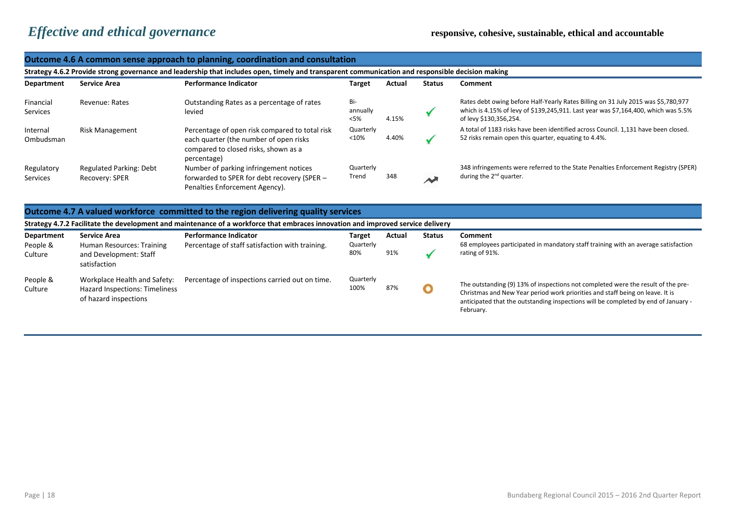# *Effective and ethical governance*

**responsive, cohesive, sustainable, ethical and accountable**

## Outcome 4.6 A common sense approach to planning, coordination and consultation

**Strategy 4.6.2 Provide strong governance and leadership that includes open, timely and transparent communication and responsible decision making**

| Department | Service Area | Performance Indicator | Target | Actual | Status | Comment |
|---|---|---|---|---|---|---|
| Financial Services | Revenue: Rates | Outstanding Rates as a percentage of rates levied | Bi-annually <5% | 4.15% | ✓ | Rates debt owing before Half-Yearly Rates Billing on 31 July 2015 was $5,780,977 which is 4.15% of levy of $139,245,911. Last year was $7,164,400, which was 5.5% of levy $130,356,254. |
| Internal Ombudsman | Risk Management | Percentage of open risk compared to total risk each quarter (the number of open risks compared to closed risks, shown as a percentage) | Quarterly <10% | 4.40% | ✓ | A total of 1183 risks have been identified across Council. 1,131 have been closed. 52 risks remain open this quarter, equating to 4.4%. |
| Regulatory Services | Regulated Parking: Debt Recovery: SPER | Number of parking infringement notices forwarded to SPER for debt recovery (SPER – Penalties Enforcement Agency). | Quarterly Trend | 348 | Trend | 348 infringements were referred to the State Penalties Enforcement Registry (SPER) during the 2nd quarter. |

## Outcome 4.7 A valued workforce committed to the region delivering quality services

**Strategy 4.7.2 Facilitate the development and maintenance of a workforce that embraces innovation and improved service delivery**

| Department | Service Area | Performance Indicator | Target | Actual | Status | Comment |
|---|---|---|---|---|---|---|
| People & Culture | Human Resources: Training and Development: Staff satisfaction | Percentage of staff satisfaction with training. | Quarterly 80% | 91% | ✓ | 68 employees participated in mandatory staff training with an average satisfaction rating of 91%. |
| People & Culture | Workplace Health and Safety: Hazard Inspections: Timeliness of hazard inspections | Percentage of inspections carried out on time. | Quarterly 100% | 87% | O | The outstanding (9) 13% of inspections not completed were the result of the pre-Christmas and New Year period work priorities and staff being on leave. It is anticipated that the outstanding inspections will be completed by end of January - February. |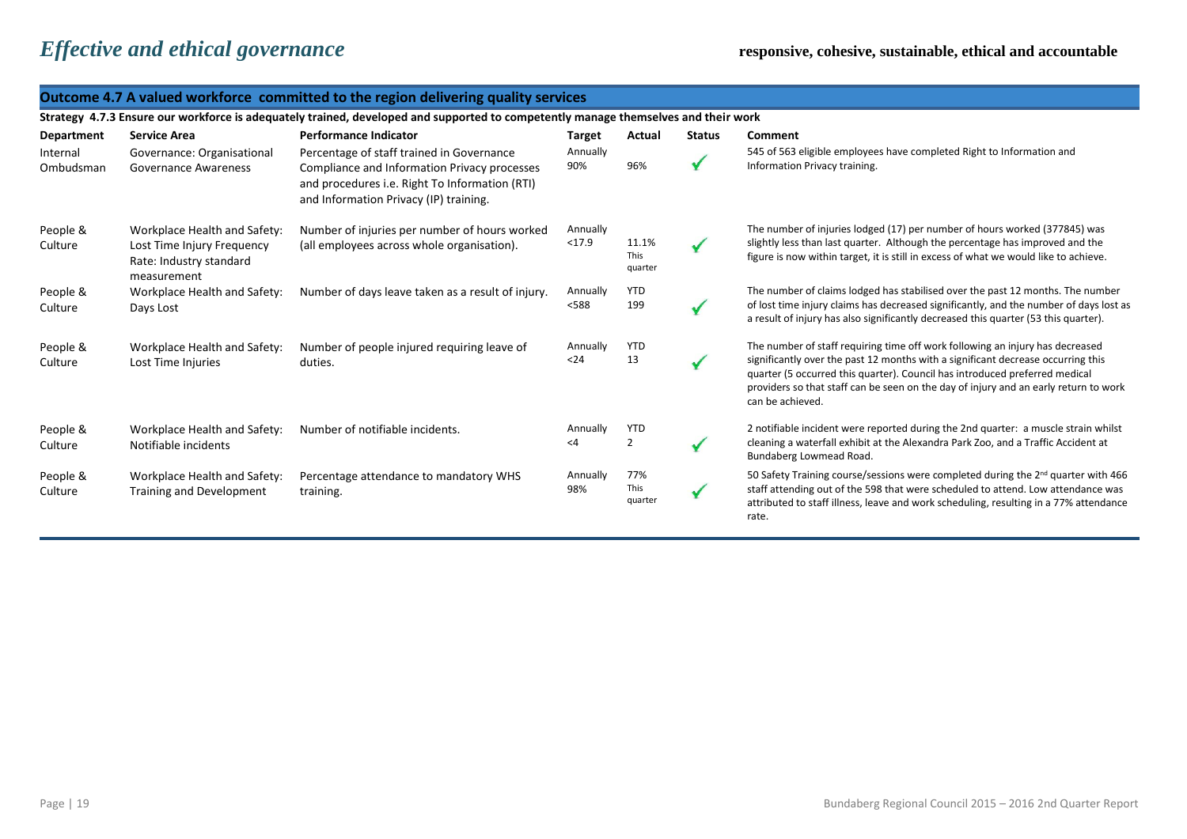# *Effective and ethical governance*

**responsive, cohesive, sustainable, ethical and accountable**

## Outcome 4.7 A valued workforce committed to the region delivering quality services

### Strategy 4.7.3 Ensure our workforce is adequately trained, developed and supported to competently manage themselves and their work

| Department | Service Area | Performance Indicator | Target | Actual | Status | Comment |
|---|---|---|---|---|---|---|
| Internal Ombudsman | Governance: Organisational Governance Awareness | Percentage of staff trained in Governance Compliance and Information Privacy processes and procedures i.e. Right To Information (RTI) and Information Privacy (IP) training. | Annually 90% | 96% | ✓ | 545 of 563 eligible employees have completed Right to Information and Information Privacy training. |
| People & Culture | Workplace Health and Safety: Lost Time Injury Frequency Rate: Industry standard measurement | Number of injuries per number of hours worked (all employees across whole organisation). | Annually <17.9 | 11.1% This quarter | ✓ | The number of injuries lodged (17) per number of hours worked (377845) was slightly less than last quarter. Although the percentage has improved and the figure is now within target, it is still in excess of what we would like to achieve. |
| People & Culture | Workplace Health and Safety: Days Lost | Number of days leave taken as a result of injury. | Annually <588 | YTD 199 | ✓ | The number of claims lodged has stabilised over the past 12 months. The number of lost time injury claims has decreased significantly, and the number of days lost as a result of injury has also significantly decreased this quarter (53 this quarter). |
| People & Culture | Workplace Health and Safety: Lost Time Injuries | Number of people injured requiring leave of duties. | Annually <24 | YTD 13 | ✓ | The number of staff requiring time off work following an injury has decreased significantly over the past 12 months with a significant decrease occurring this quarter (5 occurred this quarter). Council has introduced preferred medical providers so that staff can be seen on the day of injury and an early return to work can be achieved. |
| People & Culture | Workplace Health and Safety: Notifiable incidents | Number of notifiable incidents. | Annually <4 | YTD 2 | ✓ | 2 notifiable incident were reported during the 2nd quarter: a muscle strain whilst cleaning a waterfall exhibit at the Alexandra Park Zoo, and a Traffic Accident at Bundaberg Lowmead Road. |
| People & Culture | Workplace Health and Safety: Training and Development | Percentage attendance to mandatory WHS training. | Annually 98% | 77% This quarter | ✓ | 50 Safety Training course/sessions were completed during the 2nd quarter with 466 staff attending out of the 598 that were scheduled to attend. Low attendance was attributed to staff illness, leave and work scheduling, resulting in a 77% attendance rate. |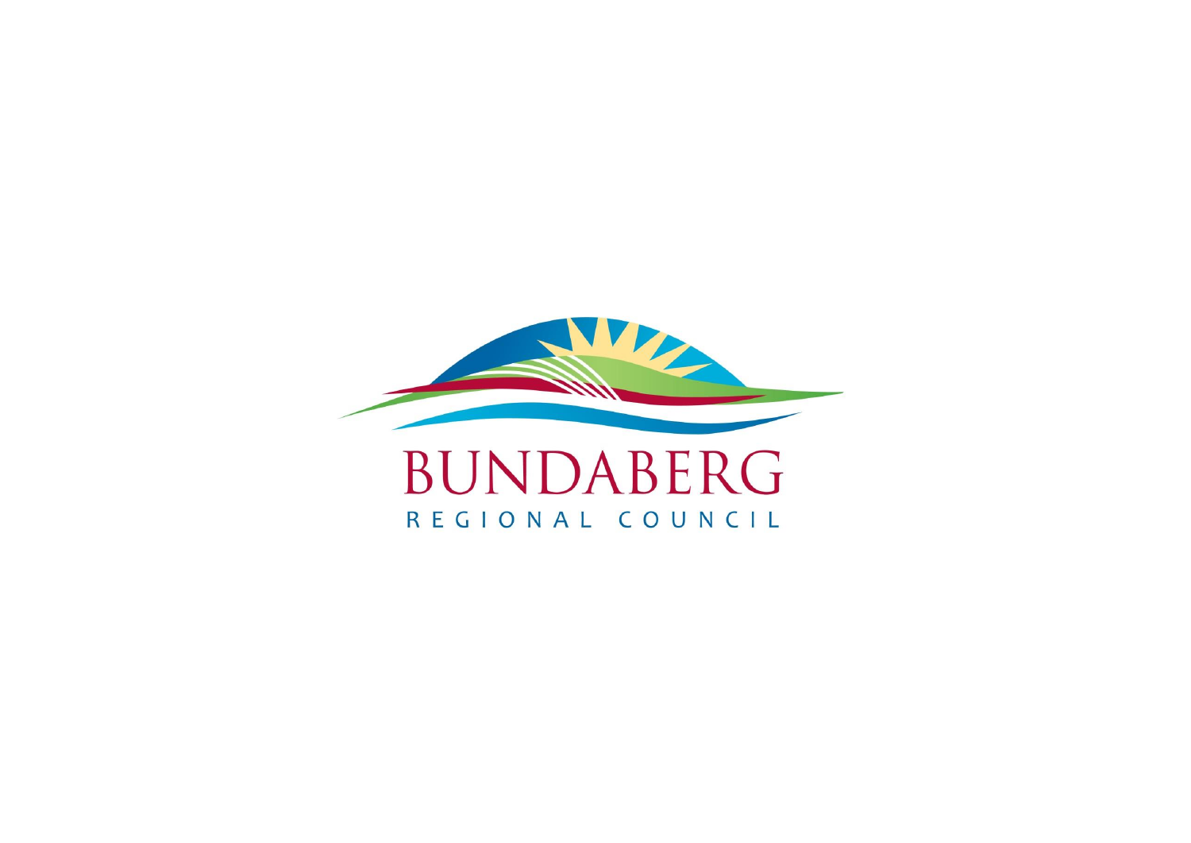BUNDABERG

REGIONAL COUNCIL